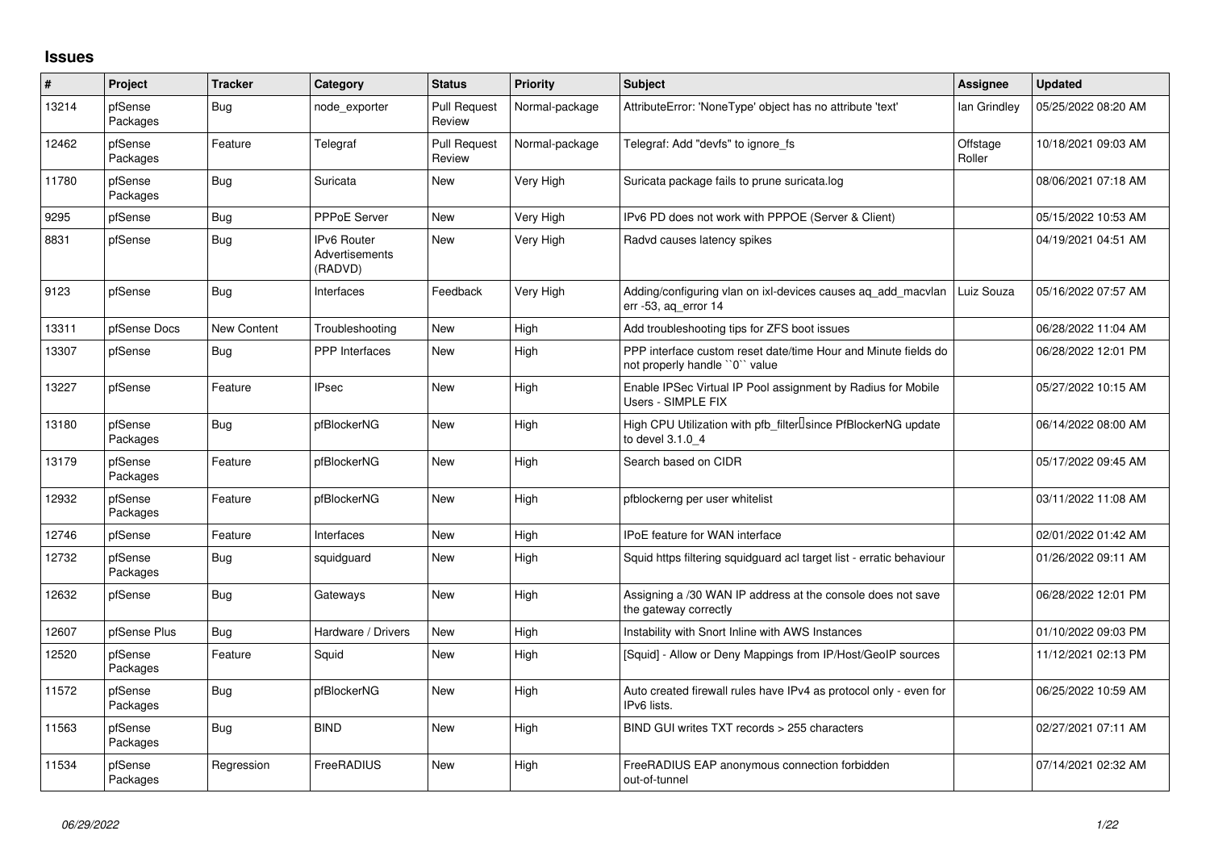# Issues

| # | Project | Tracker | Category | Status | Priority | Subject | Assignee | Updated |
|---|---|---|---|---|---|---|---|---|
| 13214 | pfSense Packages | Bug | node_exporter | Pull Request Review | Normal-package | AttributeError: 'NoneType' object has no attribute 'text' | Ian Grindley | 05/25/2022 08:20 AM |
| 12462 | pfSense Packages | Feature | Telegraf | Pull Request Review | Normal-package | Telegraf: Add "devfs" to ignore_fs | Offstage Roller | 10/18/2021 09:03 AM |
| 11780 | pfSense Packages | Bug | Suricata | New | Very High | Suricata package fails to prune suricata.log | | 08/06/2021 07:18 AM |
| 9295 | pfSense | Bug | PPPoE Server | New | Very High | IPv6 PD does not work with PPPOE (Server & Client) | | 05/15/2022 10:53 AM |
| 8831 | pfSense | Bug | IPv6 Router Advertisements (RADVD) | New | Very High | Radvd causes latency spikes | | 04/19/2021 04:51 AM |
| 9123 | pfSense | Bug | Interfaces | Feedback | Very High | Adding/configuring vlan on ixl-devices causes aq_add_macvlan err -53, aq_error 14 | Luiz Souza | 05/16/2022 07:57 AM |
| 13311 | pfSense Docs | New Content | Troubleshooting | New | High | Add troubleshooting tips for ZFS boot issues | | 06/28/2022 11:04 AM |
| 13307 | pfSense | Bug | PPP Interfaces | New | High | PPP interface custom reset date/time Hour and Minute fields do not properly handle ``0`` value | | 06/28/2022 12:01 PM |
| 13227 | pfSense | Feature | IPsec | New | High | Enable IPSec Virtual IP Pool assignment by Radius for Mobile Users - SIMPLE FIX | | 05/27/2022 10:15 AM |
| 13180 | pfSense Packages | Bug | pfBlockerNG | New | High | High CPU Utilization with pfb_filter since PfBlockerNG update to devel 3.1.0_4 | | 06/14/2022 08:00 AM |
| 13179 | pfSense Packages | Feature | pfBlockerNG | New | High | Search based on CIDR | | 05/17/2022 09:45 AM |
| 12932 | pfSense Packages | Feature | pfBlockerNG | New | High | pfblockerng per user whitelist | | 03/11/2022 11:08 AM |
| 12746 | pfSense | Feature | Interfaces | New | High | IPoE feature for WAN interface | | 02/01/2022 01:42 AM |
| 12732 | pfSense Packages | Bug | squidguard | New | High | Squid https filtering squidguard acl target list - erratic behaviour | | 01/26/2022 09:11 AM |
| 12632 | pfSense | Bug | Gateways | New | High | Assigning a /30 WAN IP address at the console does not save the gateway correctly | | 06/28/2022 12:01 PM |
| 12607 | pfSense Plus | Bug | Hardware / Drivers | New | High | Instability with Snort Inline with AWS Instances | | 01/10/2022 09:03 PM |
| 12520 | pfSense Packages | Feature | Squid | New | High | [Squid] - Allow or Deny Mappings from IP/Host/GeoIP sources | | 11/12/2021 02:13 PM |
| 11572 | pfSense Packages | Bug | pfBlockerNG | New | High | Auto created firewall rules have IPv4 as protocol only - even for IPv6 lists. | | 06/25/2022 10:59 AM |
| 11563 | pfSense Packages | Bug | BIND | New | High | BIND GUI writes TXT records > 255 characters | | 02/27/2021 07:11 AM |
| 11534 | pfSense Packages | Regression | FreeRADIUS | New | High | FreeRADIUS EAP anonymous connection forbidden out-of-tunnel | | 07/14/2021 02:32 AM |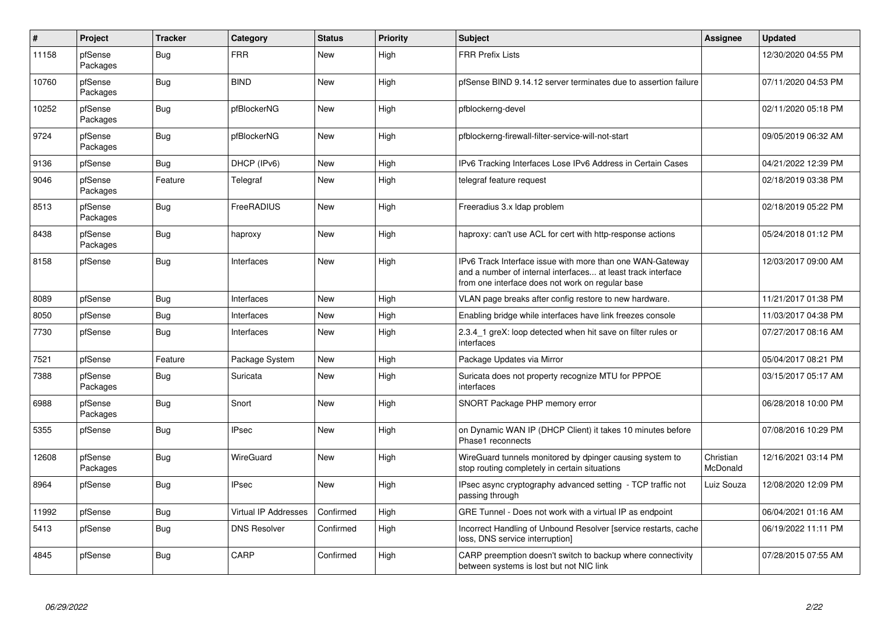| # | Project | Tracker | Category | Status | Priority | Subject | Assignee | Updated |
|---|---|---|---|---|---|---|---|---|
| 11158 | pfSense Packages | Bug | FRR | New | High | FRR Prefix Lists | | 12/30/2020 04:55 PM |
| 10760 | pfSense Packages | Bug | BIND | New | High | pfSense BIND 9.14.12 server terminates due to assertion failure | | 07/11/2020 04:53 PM |
| 10252 | pfSense Packages | Bug | pfBlockerNG | New | High | pfblockerng-devel | | 02/11/2020 05:18 PM |
| 9724 | pfSense Packages | Bug | pfBlockerNG | New | High | pfblockerng-firewall-filter-service-will-not-start | | 09/05/2019 06:32 AM |
| 9136 | pfSense | Bug | DHCP (IPv6) | New | High | IPv6 Tracking Interfaces Lose IPv6 Address in Certain Cases | | 04/21/2022 12:39 PM |
| 9046 | pfSense Packages | Feature | Telegraf | New | High | telegraf feature request | | 02/18/2019 03:38 PM |
| 8513 | pfSense Packages | Bug | FreeRADIUS | New | High | Freeradius 3.x ldap problem | | 02/18/2019 05:22 PM |
| 8438 | pfSense Packages | Bug | haproxy | New | High | haproxy: can't use ACL for cert with http-response actions | | 05/24/2018 01:12 PM |
| 8158 | pfSense | Bug | Interfaces | New | High | IPv6 Track Interface issue with more than one WAN-Gateway and a number of internal interfaces... at least track interface from one interface does not work on regular base | | 12/03/2017 09:00 AM |
| 8089 | pfSense | Bug | Interfaces | New | High | VLAN page breaks after config restore to new hardware. | | 11/21/2017 01:38 PM |
| 8050 | pfSense | Bug | Interfaces | New | High | Enabling bridge while interfaces have link freezes console | | 11/03/2017 04:38 PM |
| 7730 | pfSense | Bug | Interfaces | New | High | 2.3.4_1 greX: loop detected when hit save on filter rules or interfaces | | 07/27/2017 08:16 AM |
| 7521 | pfSense | Feature | Package System | New | High | Package Updates via Mirror | | 05/04/2017 08:21 PM |
| 7388 | pfSense Packages | Bug | Suricata | New | High | Suricata does not property recognize MTU for PPPOE interfaces | | 03/15/2017 05:17 AM |
| 6988 | pfSense Packages | Bug | Snort | New | High | SNORT Package PHP memory error | | 06/28/2018 10:00 PM |
| 5355 | pfSense | Bug | IPsec | New | High | on Dynamic WAN IP (DHCP Client) it takes 10 minutes before Phase1 reconnects | | 07/08/2016 10:29 PM |
| 12608 | pfSense Packages | Bug | WireGuard | New | High | WireGuard tunnels monitored by dpinger causing system to stop routing completely in certain situations | Christian McDonald | 12/16/2021 03:14 PM |
| 8964 | pfSense | Bug | IPsec | New | High | IPsec async cryptography advanced setting - TCP traffic not passing through | Luiz Souza | 12/08/2020 12:09 PM |
| 11992 | pfSense | Bug | Virtual IP Addresses | Confirmed | High | GRE Tunnel - Does not work with a virtual IP as endpoint | | 06/04/2021 01:16 AM |
| 5413 | pfSense | Bug | DNS Resolver | Confirmed | High | Incorrect Handling of Unbound Resolver [service restarts, cache loss, DNS service interruption] | | 06/19/2022 11:11 PM |
| 4845 | pfSense | Bug | CARP | Confirmed | High | CARP preemption doesn't switch to backup where connectivity between systems is lost but not NIC link | | 07/28/2015 07:55 AM |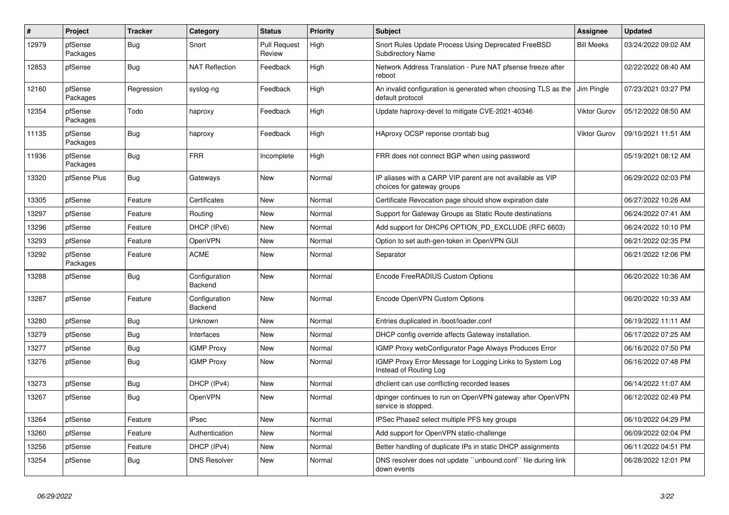| # | Project | Tracker | Category | Status | Priority | Subject | Assignee | Updated |
|---|---|---|---|---|---|---|---|---|
| 12979 | pfSense Packages | Bug | Snort | Pull Request Review | High | Snort Rules Update Process Using Deprecated FreeBSD Subdirectory Name | Bill Meeks | 03/24/2022 09:02 AM |
| 12853 | pfSense | Bug | NAT Reflection | Feedback | High | Network Address Translation - Pure NAT pfsense freeze after reboot | | 02/22/2022 08:40 AM |
| 12160 | pfSense Packages | Regression | syslog-ng | Feedback | High | An invalid configuration is generated when choosing TLS as the default protocol | Jim Pingle | 07/23/2021 03:27 PM |
| 12354 | pfSense Packages | Todo | haproxy | Feedback | High | Update haproxy-devel to mitigate CVE-2021-40346 | Viktor Gurov | 05/12/2022 08:50 AM |
| 11135 | pfSense Packages | Bug | haproxy | Feedback | High | HAproxy OCSP reponse crontab bug | Viktor Gurov | 09/10/2021 11:51 AM |
| 11936 | pfSense Packages | Bug | FRR | Incomplete | High | FRR does not connect BGP when using password | | 05/19/2021 08:12 AM |
| 13320 | pfSense Plus | Bug | Gateways | New | Normal | IP aliases with a CARP VIP parent are not available as VIP choices for gateway groups | | 06/29/2022 02:03 PM |
| 13305 | pfSense | Feature | Certificates | New | Normal | Certificate Revocation page should show expiration date | | 06/27/2022 10:26 AM |
| 13297 | pfSense | Feature | Routing | New | Normal | Support for Gateway Groups as Static Route destinations | | 06/24/2022 07:41 AM |
| 13296 | pfSense | Feature | DHCP (IPv6) | New | Normal | Add support for DHCP6 OPTION_PD_EXCLUDE (RFC 6603) | | 06/24/2022 10:10 PM |
| 13293 | pfSense | Feature | OpenVPN | New | Normal | Option to set auth-gen-token in OpenVPN GUI | | 06/21/2022 02:35 PM |
| 13292 | pfSense Packages | Feature | ACME | New | Normal | Separator | | 06/21/2022 12:06 PM |
| 13288 | pfSense | Bug | Configuration Backend | New | Normal | Encode FreeRADIUS Custom Options | | 06/20/2022 10:36 AM |
| 13287 | pfSense | Feature | Configuration Backend | New | Normal | Encode OpenVPN Custom Options | | 06/20/2022 10:33 AM |
| 13280 | pfSense | Bug | Unknown | New | Normal | Entries duplicated in /boot/loader.conf | | 06/19/2022 11:11 AM |
| 13279 | pfSense | Bug | Interfaces | New | Normal | DHCP config override affects Gateway installation. | | 06/17/2022 07:25 AM |
| 13277 | pfSense | Bug | IGMP Proxy | New | Normal | IGMP Proxy webConfigurator Page Always Produces Error | | 06/16/2022 07:50 PM |
| 13276 | pfSense | Bug | IGMP Proxy | New | Normal | IGMP Proxy Error Message for Logging Links to System Log Instead of Routing Log | | 06/16/2022 07:48 PM |
| 13273 | pfSense | Bug | DHCP (IPv4) | New | Normal | dhclient can use conflicting recorded leases | | 06/14/2022 11:07 AM |
| 13267 | pfSense | Bug | OpenVPN | New | Normal | dpinger continues to run on OpenVPN gateway after OpenVPN service is stopped. | | 06/12/2022 02:49 PM |
| 13264 | pfSense | Feature | IPsec | New | Normal | IPSec Phase2 select multiple PFS key groups | | 06/10/2022 04:29 PM |
| 13260 | pfSense | Feature | Authentication | New | Normal | Add support for OpenVPN static-challenge | | 06/09/2022 02:04 PM |
| 13256 | pfSense | Feature | DHCP (IPv4) | New | Normal | Better handling of duplicate IPs in static DHCP assignments | | 06/11/2022 04:51 PM |
| 13254 | pfSense | Bug | DNS Resolver | New | Normal | DNS resolver does not update ``unbound.conf`` file during link down events | | 06/28/2022 12:01 PM |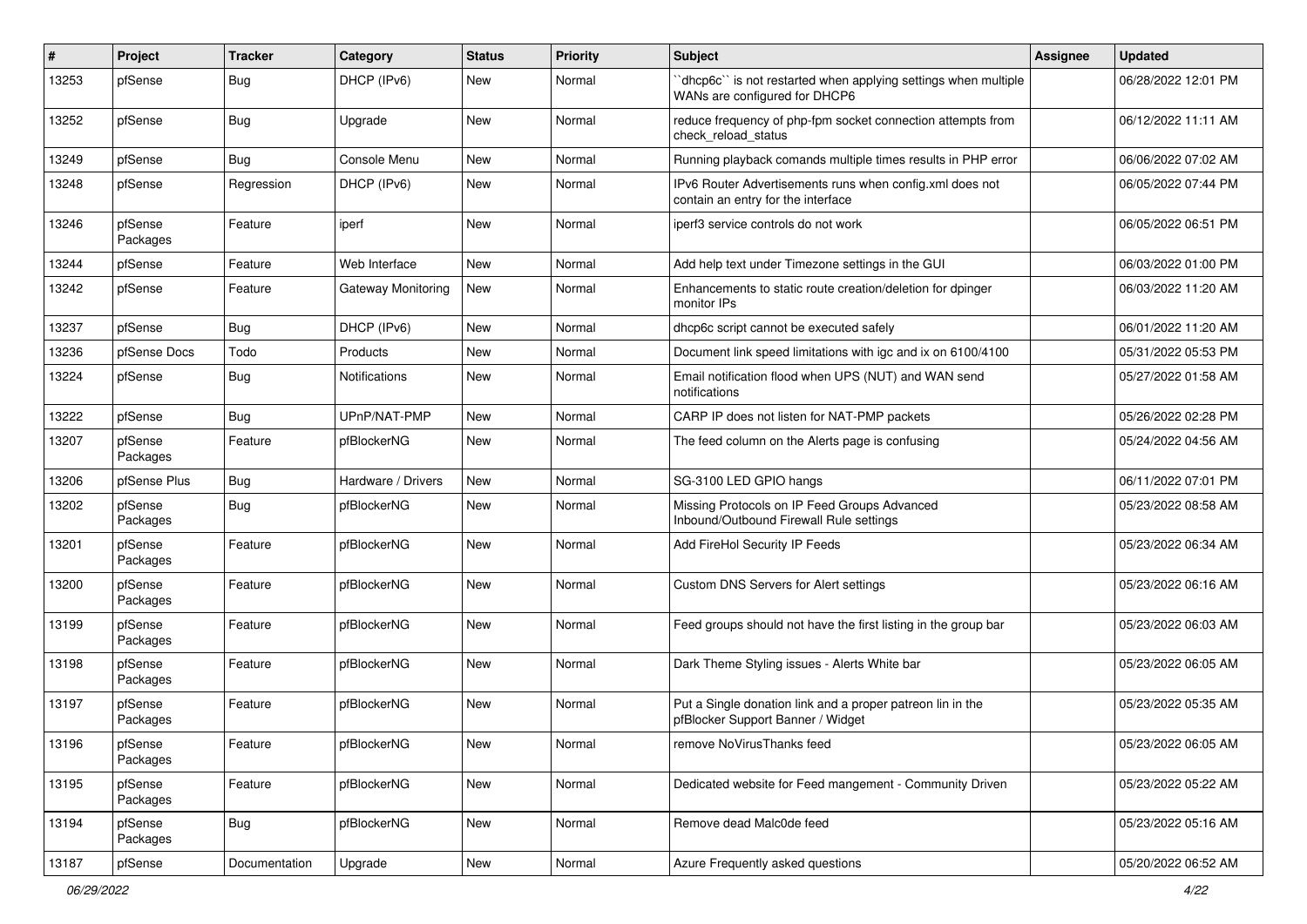| # | Project | Tracker | Category | Status | Priority | Subject | Assignee | Updated |
|---|---|---|---|---|---|---|---|---|
| 13253 | pfSense | Bug | DHCP (IPv6) | New | Normal | ``dhcp6c`` is not restarted when applying settings when multiple WANs are configured for DHCP6 | | 06/28/2022 12:01 PM |
| 13252 | pfSense | Bug | Upgrade | New | Normal | reduce frequency of php-fpm socket connection attempts from check_reload_status | | 06/12/2022 11:11 AM |
| 13249 | pfSense | Bug | Console Menu | New | Normal | Running playback comands multiple times results in PHP error | | 06/06/2022 07:02 AM |
| 13248 | pfSense | Regression | DHCP (IPv6) | New | Normal | IPv6 Router Advertisements runs when config.xml does not contain an entry for the interface | | 06/05/2022 07:44 PM |
| 13246 | pfSense Packages | Feature | iperf | New | Normal | iperf3 service controls do not work | | 06/05/2022 06:51 PM |
| 13244 | pfSense | Feature | Web Interface | New | Normal | Add help text under Timezone settings in the GUI | | 06/03/2022 01:00 PM |
| 13242 | pfSense | Feature | Gateway Monitoring | New | Normal | Enhancements to static route creation/deletion for dpinger monitor IPs | | 06/03/2022 11:20 AM |
| 13237 | pfSense | Bug | DHCP (IPv6) | New | Normal | dhcp6c script cannot be executed safely | | 06/01/2022 11:20 AM |
| 13236 | pfSense Docs | Todo | Products | New | Normal | Document link speed limitations with igc and ix on 6100/4100 | | 05/31/2022 05:53 PM |
| 13224 | pfSense | Bug | Notifications | New | Normal | Email notification flood when UPS (NUT) and WAN send notifications | | 05/27/2022 01:58 AM |
| 13222 | pfSense | Bug | UPnP/NAT-PMP | New | Normal | CARP IP does not listen for NAT-PMP packets | | 05/26/2022 02:28 PM |
| 13207 | pfSense Packages | Feature | pfBlockerNG | New | Normal | The feed column on the Alerts page is confusing | | 05/24/2022 04:56 AM |
| 13206 | pfSense Plus | Bug | Hardware / Drivers | New | Normal | SG-3100 LED GPIO hangs | | 06/11/2022 07:01 PM |
| 13202 | pfSense Packages | Bug | pfBlockerNG | New | Normal | Missing Protocols on IP Feed Groups Advanced Inbound/Outbound Firewall Rule settings | | 05/23/2022 08:58 AM |
| 13201 | pfSense Packages | Feature | pfBlockerNG | New | Normal | Add FireHol Security IP Feeds | | 05/23/2022 06:34 AM |
| 13200 | pfSense Packages | Feature | pfBlockerNG | New | Normal | Custom DNS Servers for Alert settings | | 05/23/2022 06:16 AM |
| 13199 | pfSense Packages | Feature | pfBlockerNG | New | Normal | Feed groups should not have the first listing in the group bar | | 05/23/2022 06:03 AM |
| 13198 | pfSense Packages | Feature | pfBlockerNG | New | Normal | Dark Theme Styling issues - Alerts White bar | | 05/23/2022 06:05 AM |
| 13197 | pfSense Packages | Feature | pfBlockerNG | New | Normal | Put a Single donation link and a proper patreon lin in the pfBlocker Support Banner / Widget | | 05/23/2022 05:35 AM |
| 13196 | pfSense Packages | Feature | pfBlockerNG | New | Normal | remove NoVirusThanks feed | | 05/23/2022 06:05 AM |
| 13195 | pfSense Packages | Feature | pfBlockerNG | New | Normal | Dedicated website for Feed mangement - Community Driven | | 05/23/2022 05:22 AM |
| 13194 | pfSense Packages | Bug | pfBlockerNG | New | Normal | Remove dead Malc0de feed | | 05/23/2022 05:16 AM |
| 13187 | pfSense | Documentation | Upgrade | New | Normal | Azure Frequently asked questions | | 05/20/2022 06:52 AM |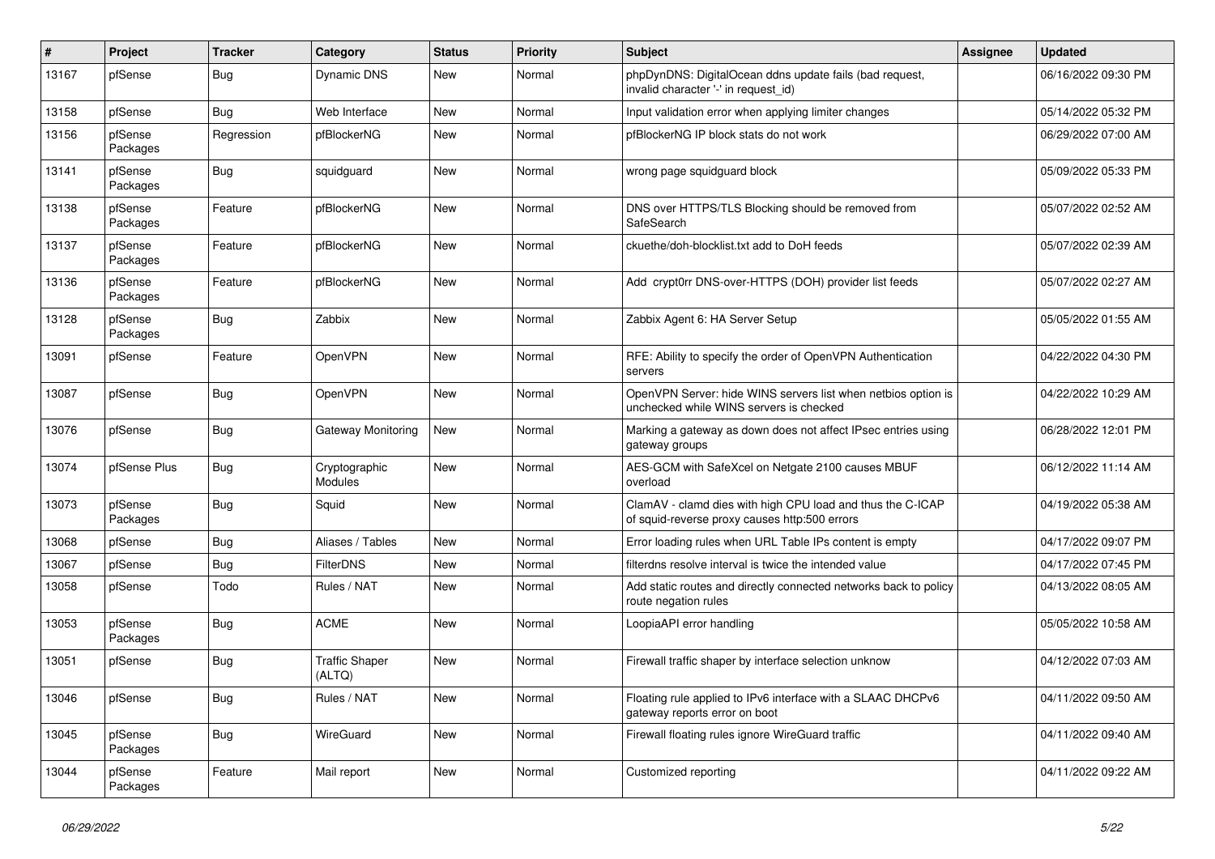| # | Project | Tracker | Category | Status | Priority | Subject | Assignee | Updated |
|---|---|---|---|---|---|---|---|---|
| 13167 | pfSense | Bug | Dynamic DNS | New | Normal | phpDynDNS: DigitalOcean ddns update fails (bad request, invalid character '-' in request_id) | | 06/16/2022 09:30 PM |
| 13158 | pfSense | Bug | Web Interface | New | Normal | Input validation error when applying limiter changes | | 05/14/2022 05:32 PM |
| 13156 | pfSense Packages | Regression | pfBlockerNG | New | Normal | pfBlockerNG IP block stats do not work | | 06/29/2022 07:00 AM |
| 13141 | pfSense Packages | Bug | squidguard | New | Normal | wrong page squidguard block | | 05/09/2022 05:33 PM |
| 13138 | pfSense Packages | Feature | pfBlockerNG | New | Normal | DNS over HTTPS/TLS Blocking should be removed from SafeSearch | | 05/07/2022 02:52 AM |
| 13137 | pfSense Packages | Feature | pfBlockerNG | New | Normal | ckuethe/doh-blocklist.txt add to DoH feeds | | 05/07/2022 02:39 AM |
| 13136 | pfSense Packages | Feature | pfBlockerNG | New | Normal | Add crypt0rr DNS-over-HTTPS (DOH) provider list feeds | | 05/07/2022 02:27 AM |
| 13128 | pfSense Packages | Bug | Zabbix | New | Normal | Zabbix Agent 6: HA Server Setup | | 05/05/2022 01:55 AM |
| 13091 | pfSense | Feature | OpenVPN | New | Normal | RFE: Ability to specify the order of OpenVPN Authentication servers | | 04/22/2022 04:30 PM |
| 13087 | pfSense | Bug | OpenVPN | New | Normal | OpenVPN Server: hide WINS servers list when netbios option is unchecked while WINS servers is checked | | 04/22/2022 10:29 AM |
| 13076 | pfSense | Bug | Gateway Monitoring | New | Normal | Marking a gateway as down does not affect IPsec entries using gateway groups | | 06/28/2022 12:01 PM |
| 13074 | pfSense Plus | Bug | Cryptographic Modules | New | Normal | AES-GCM with SafeXcel on Netgate 2100 causes MBUF overload | | 06/12/2022 11:14 AM |
| 13073 | pfSense Packages | Bug | Squid | New | Normal | ClamAV - clamd dies with high CPU load and thus the C-ICAP of squid-reverse proxy causes http:500 errors | | 04/19/2022 05:38 AM |
| 13068 | pfSense | Bug | Aliases / Tables | New | Normal | Error loading rules when URL Table IPs content is empty | | 04/17/2022 09:07 PM |
| 13067 | pfSense | Bug | FilterDNS | New | Normal | filterdns resolve interval is twice the intended value | | 04/17/2022 07:45 PM |
| 13058 | pfSense | Todo | Rules / NAT | New | Normal | Add static routes and directly connected networks back to policy route negation rules | | 04/13/2022 08:05 AM |
| 13053 | pfSense Packages | Bug | ACME | New | Normal | LoopiaAPI error handling | | 05/05/2022 10:58 AM |
| 13051 | pfSense | Bug | Traffic Shaper (ALTQ) | New | Normal | Firewall traffic shaper by interface selection unknow | | 04/12/2022 07:03 AM |
| 13046 | pfSense | Bug | Rules / NAT | New | Normal | Floating rule applied to IPv6 interface with a SLAAC DHCPv6 gateway reports error on boot | | 04/11/2022 09:50 AM |
| 13045 | pfSense Packages | Bug | WireGuard | New | Normal | Firewall floating rules ignore WireGuard traffic | | 04/11/2022 09:40 AM |
| 13044 | pfSense Packages | Feature | Mail report | New | Normal | Customized reporting | | 04/11/2022 09:22 AM |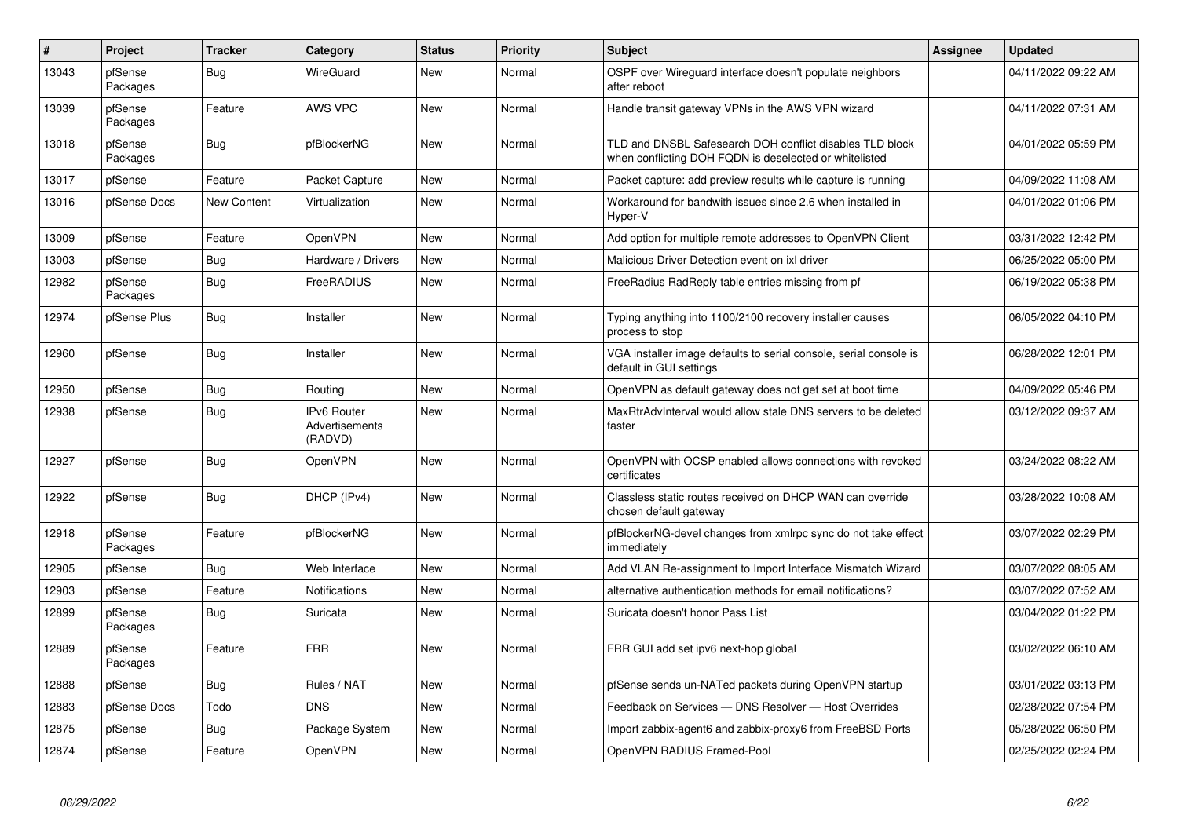| # | Project | Tracker | Category | Status | Priority | Subject | Assignee | Updated |
|---|---|---|---|---|---|---|---|---|
| 13043 | pfSense Packages | Bug | WireGuard | New | Normal | OSPF over Wireguard interface doesn't populate neighbors after reboot | | 04/11/2022 09:22 AM |
| 13039 | pfSense Packages | Feature | AWS VPC | New | Normal | Handle transit gateway VPNs in the AWS VPN wizard | | 04/11/2022 07:31 AM |
| 13018 | pfSense Packages | Bug | pfBlockerNG | New | Normal | TLD and DNSBL Safesearch DOH conflict disables TLD block when conflicting DOH FQDN is deselected or whitelisted | | 04/01/2022 05:59 PM |
| 13017 | pfSense | Feature | Packet Capture | New | Normal | Packet capture: add preview results while capture is running | | 04/09/2022 11:08 AM |
| 13016 | pfSense Docs | New Content | Virtualization | New | Normal | Workaround for bandwith issues since 2.6 when installed in Hyper-V | | 04/01/2022 01:06 PM |
| 13009 | pfSense | Feature | OpenVPN | New | Normal | Add option for multiple remote addresses to OpenVPN Client | | 03/31/2022 12:42 PM |
| 13003 | pfSense | Bug | Hardware / Drivers | New | Normal | Malicious Driver Detection event on ixl driver | | 06/25/2022 05:00 PM |
| 12982 | pfSense Packages | Bug | FreeRADIUS | New | Normal | FreeRadius RadReply table entries missing from pf | | 06/19/2022 05:38 PM |
| 12974 | pfSense Plus | Bug | Installer | New | Normal | Typing anything into 1100/2100 recovery installer causes process to stop | | 06/05/2022 04:10 PM |
| 12960 | pfSense | Bug | Installer | New | Normal | VGA installer image defaults to serial console, serial console is default in GUI settings | | 06/28/2022 12:01 PM |
| 12950 | pfSense | Bug | Routing | New | Normal | OpenVPN as default gateway does not get set at boot time | | 04/09/2022 05:46 PM |
| 12938 | pfSense | Bug | IPv6 Router Advertisements (RADVD) | New | Normal | MaxRtrAdvInterval would allow stale DNS servers to be deleted faster | | 03/12/2022 09:37 AM |
| 12927 | pfSense | Bug | OpenVPN | New | Normal | OpenVPN with OCSP enabled allows connections with revoked certificates | | 03/24/2022 08:22 AM |
| 12922 | pfSense | Bug | DHCP (IPv4) | New | Normal | Classless static routes received on DHCP WAN can override chosen default gateway | | 03/28/2022 10:08 AM |
| 12918 | pfSense Packages | Feature | pfBlockerNG | New | Normal | pfBlockerNG-devel changes from xmlrpc sync do not take effect immediately | | 03/07/2022 02:29 PM |
| 12905 | pfSense | Bug | Web Interface | New | Normal | Add VLAN Re-assignment to Import Interface Mismatch Wizard | | 03/07/2022 08:05 AM |
| 12903 | pfSense | Feature | Notifications | New | Normal | alternative authentication methods for email notifications? | | 03/07/2022 07:52 AM |
| 12899 | pfSense Packages | Bug | Suricata | New | Normal | Suricata doesn't honor Pass List | | 03/04/2022 01:22 PM |
| 12889 | pfSense Packages | Feature | FRR | New | Normal | FRR GUI add set ipv6 next-hop global | | 03/02/2022 06:10 AM |
| 12888 | pfSense | Bug | Rules / NAT | New | Normal | pfSense sends un-NATed packets during OpenVPN startup | | 03/01/2022 03:13 PM |
| 12883 | pfSense Docs | Todo | DNS | New | Normal | Feedback on Services — DNS Resolver — Host Overrides | | 02/28/2022 07:54 PM |
| 12875 | pfSense | Bug | Package System | New | Normal | Import zabbix-agent6 and zabbix-proxy6 from FreeBSD Ports | | 05/28/2022 06:50 PM |
| 12874 | pfSense | Feature | OpenVPN | New | Normal | OpenVPN RADIUS Framed-Pool | | 02/25/2022 02:24 PM |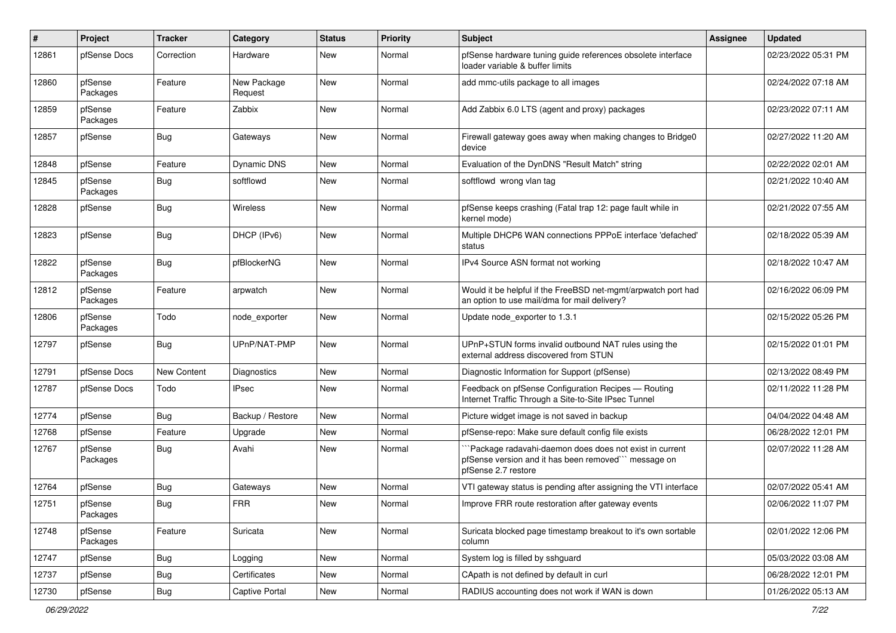| # | Project | Tracker | Category | Status | Priority | Subject | Assignee | Updated |
|---|---|---|---|---|---|---|---|---|
| 12861 | pfSense Docs | Correction | Hardware | New | Normal | pfSense hardware tuning guide references obsolete interface loader variable & buffer limits | | 02/23/2022 05:31 PM |
| 12860 | pfSense Packages | Feature | New Package Request | New | Normal | add mmc-utils package to all images | | 02/24/2022 07:18 AM |
| 12859 | pfSense Packages | Feature | Zabbix | New | Normal | Add Zabbix 6.0 LTS (agent and proxy) packages | | 02/23/2022 07:11 AM |
| 12857 | pfSense | Bug | Gateways | New | Normal | Firewall gateway goes away when making changes to Bridge0 device | | 02/27/2022 11:20 AM |
| 12848 | pfSense | Feature | Dynamic DNS | New | Normal | Evaluation of the DynDNS "Result Match" string | | 02/22/2022 02:01 AM |
| 12845 | pfSense Packages | Bug | softflowd | New | Normal | softflowd wrong vlan tag | | 02/21/2022 10:40 AM |
| 12828 | pfSense | Bug | Wireless | New | Normal | pfSense keeps crashing (Fatal trap 12: page fault while in kernel mode) | | 02/21/2022 07:55 AM |
| 12823 | pfSense | Bug | DHCP (IPv6) | New | Normal | Multiple DHCP6 WAN connections PPPoE interface 'defached' status | | 02/18/2022 05:39 AM |
| 12822 | pfSense Packages | Bug | pfBlockerNG | New | Normal | IPv4 Source ASN format not working | | 02/18/2022 10:47 AM |
| 12812 | pfSense Packages | Feature | arpwatch | New | Normal | Would it be helpful if the FreeBSD net-mgmt/arpwatch port had an option to use mail/dma for mail delivery? | | 02/16/2022 06:09 PM |
| 12806 | pfSense Packages | Todo | node_exporter | New | Normal | Update node_exporter to 1.3.1 | | 02/15/2022 05:26 PM |
| 12797 | pfSense | Bug | UPnP/NAT-PMP | New | Normal | UPnP+STUN forms invalid outbound NAT rules using the external address discovered from STUN | | 02/15/2022 01:01 PM |
| 12791 | pfSense Docs | New Content | Diagnostics | New | Normal | Diagnostic Information for Support (pfSense) | | 02/13/2022 08:49 PM |
| 12787 | pfSense Docs | Todo | IPsec | New | Normal | Feedback on pfSense Configuration Recipes — Routing Internet Traffic Through a Site-to-Site IPsec Tunnel | | 02/11/2022 11:28 PM |
| 12774 | pfSense | Bug | Backup / Restore | New | Normal | Picture widget image is not saved in backup | | 04/04/2022 04:48 AM |
| 12768 | pfSense | Feature | Upgrade | New | Normal | pfSense-repo: Make sure default config file exists | | 06/28/2022 12:01 PM |
| 12767 | pfSense Packages | Bug | Avahi | New | Normal | ```Package radavahi-daemon does does not exist in current pfSense version and it has been removed``` message on pfSense 2.7 restore | | 02/07/2022 11:28 AM |
| 12764 | pfSense | Bug | Gateways | New | Normal | VTI gateway status is pending after assigning the VTI interface | | 02/07/2022 05:41 AM |
| 12751 | pfSense Packages | Bug | FRR | New | Normal | Improve FRR route restoration after gateway events | | 02/06/2022 11:07 PM |
| 12748 | pfSense Packages | Feature | Suricata | New | Normal | Suricata blocked page timestamp breakout to it's own sortable column | | 02/01/2022 12:06 PM |
| 12747 | pfSense | Bug | Logging | New | Normal | System log is filled by sshguard | | 05/03/2022 03:08 AM |
| 12737 | pfSense | Bug | Certificates | New | Normal | CApath is not defined by default in curl | | 06/28/2022 12:01 PM |
| 12730 | pfSense | Bug | Captive Portal | New | Normal | RADIUS accounting does not work if WAN is down | | 01/26/2022 05:13 AM |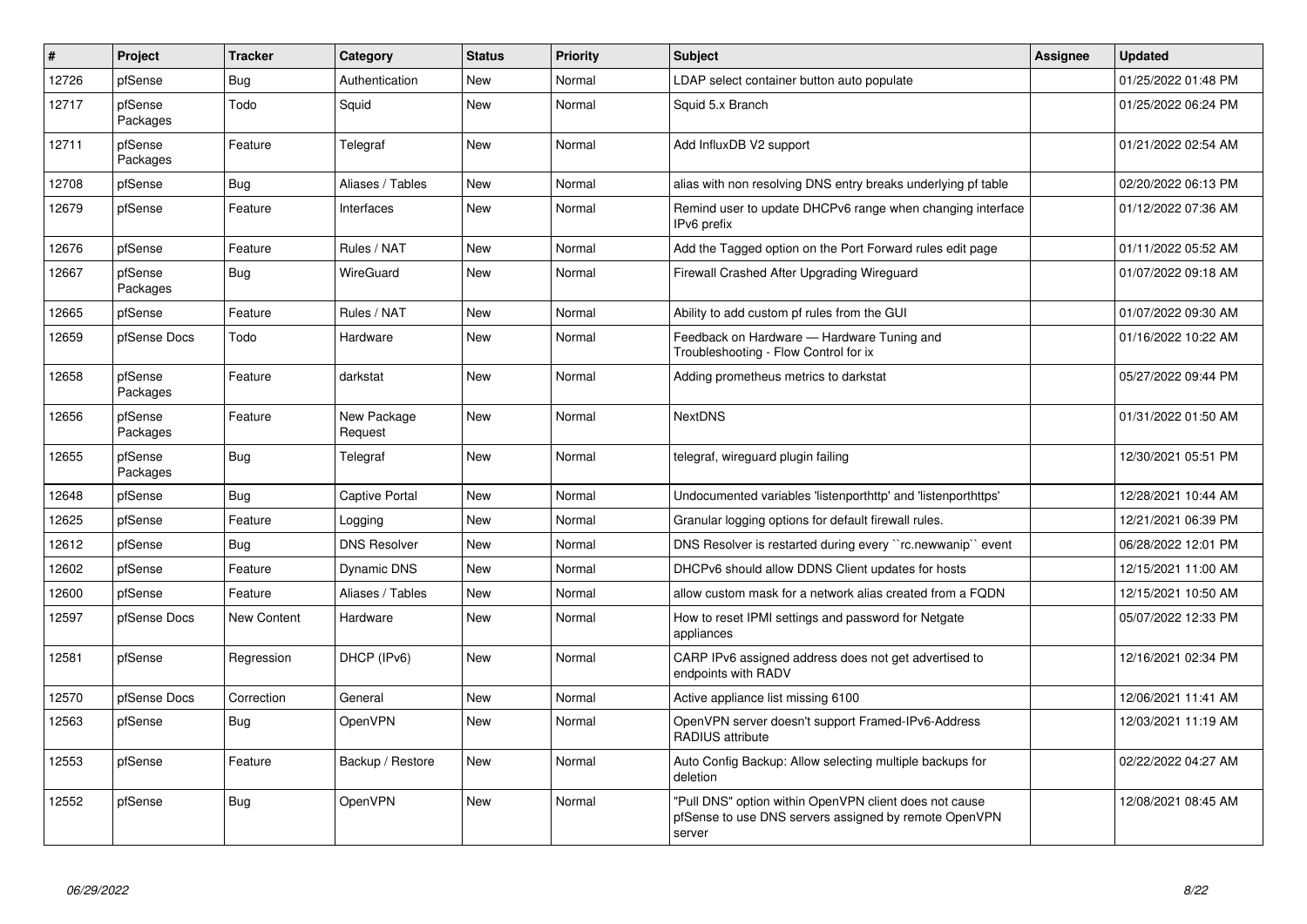| # | Project | Tracker | Category | Status | Priority | Subject | Assignee | Updated |
|---|---|---|---|---|---|---|---|---|
| 12726 | pfSense | Bug | Authentication | New | Normal | LDAP select container button auto populate | | 01/25/2022 01:48 PM |
| 12717 | pfSense Packages | Todo | Squid | New | Normal | Squid 5.x Branch | | 01/25/2022 06:24 PM |
| 12711 | pfSense Packages | Feature | Telegraf | New | Normal | Add InfluxDB V2 support | | 01/21/2022 02:54 AM |
| 12708 | pfSense | Bug | Aliases / Tables | New | Normal | alias with non resolving DNS entry breaks underlying pf table | | 02/20/2022 06:13 PM |
| 12679 | pfSense | Feature | Interfaces | New | Normal | Remind user to update DHCPv6 range when changing interface IPv6 prefix | | 01/12/2022 07:36 AM |
| 12676 | pfSense | Feature | Rules / NAT | New | Normal | Add the Tagged option on the Port Forward rules edit page | | 01/11/2022 05:52 AM |
| 12667 | pfSense Packages | Bug | WireGuard | New | Normal | Firewall Crashed After Upgrading Wireguard | | 01/07/2022 09:18 AM |
| 12665 | pfSense | Feature | Rules / NAT | New | Normal | Ability to add custom pf rules from the GUI | | 01/07/2022 09:30 AM |
| 12659 | pfSense Docs | Todo | Hardware | New | Normal | Feedback on Hardware — Hardware Tuning and Troubleshooting - Flow Control for ix | | 01/16/2022 10:22 AM |
| 12658 | pfSense Packages | Feature | darkstat | New | Normal | Adding prometheus metrics to darkstat | | 05/27/2022 09:44 PM |
| 12656 | pfSense Packages | Feature | New Package Request | New | Normal | NextDNS | | 01/31/2022 01:50 AM |
| 12655 | pfSense Packages | Bug | Telegraf | New | Normal | telegraf, wireguard plugin failing | | 12/30/2021 05:51 PM |
| 12648 | pfSense | Bug | Captive Portal | New | Normal | Undocumented variables 'listenporthttp' and 'listenporthttps' | | 12/28/2021 10:44 AM |
| 12625 | pfSense | Feature | Logging | New | Normal | Granular logging options for default firewall rules. | | 12/21/2021 06:39 PM |
| 12612 | pfSense | Bug | DNS Resolver | New | Normal | DNS Resolver is restarted during every ``rc.newwanip`` event | | 06/28/2022 12:01 PM |
| 12602 | pfSense | Feature | Dynamic DNS | New | Normal | DHCPv6 should allow DDNS Client updates for hosts | | 12/15/2021 11:00 AM |
| 12600 | pfSense | Feature | Aliases / Tables | New | Normal | allow custom mask for a network alias created from a FQDN | | 12/15/2021 10:50 AM |
| 12597 | pfSense Docs | New Content | Hardware | New | Normal | How to reset IPMI settings and password for Netgate appliances | | 05/07/2022 12:33 PM |
| 12581 | pfSense | Regression | DHCP (IPv6) | New | Normal | CARP IPv6 assigned address does not get advertised to endpoints with RADV | | 12/16/2021 02:34 PM |
| 12570 | pfSense Docs | Correction | General | New | Normal | Active appliance list missing 6100 | | 12/06/2021 11:41 AM |
| 12563 | pfSense | Bug | OpenVPN | New | Normal | OpenVPN server doesn't support Framed-IPv6-Address RADIUS attribute | | 12/03/2021 11:19 AM |
| 12553 | pfSense | Feature | Backup / Restore | New | Normal | Auto Config Backup: Allow selecting multiple backups for deletion | | 02/22/2022 04:27 AM |
| 12552 | pfSense | Bug | OpenVPN | New | Normal | "Pull DNS" option within OpenVPN client does not cause pfSense to use DNS servers assigned by remote OpenVPN server | | 12/08/2021 08:45 AM |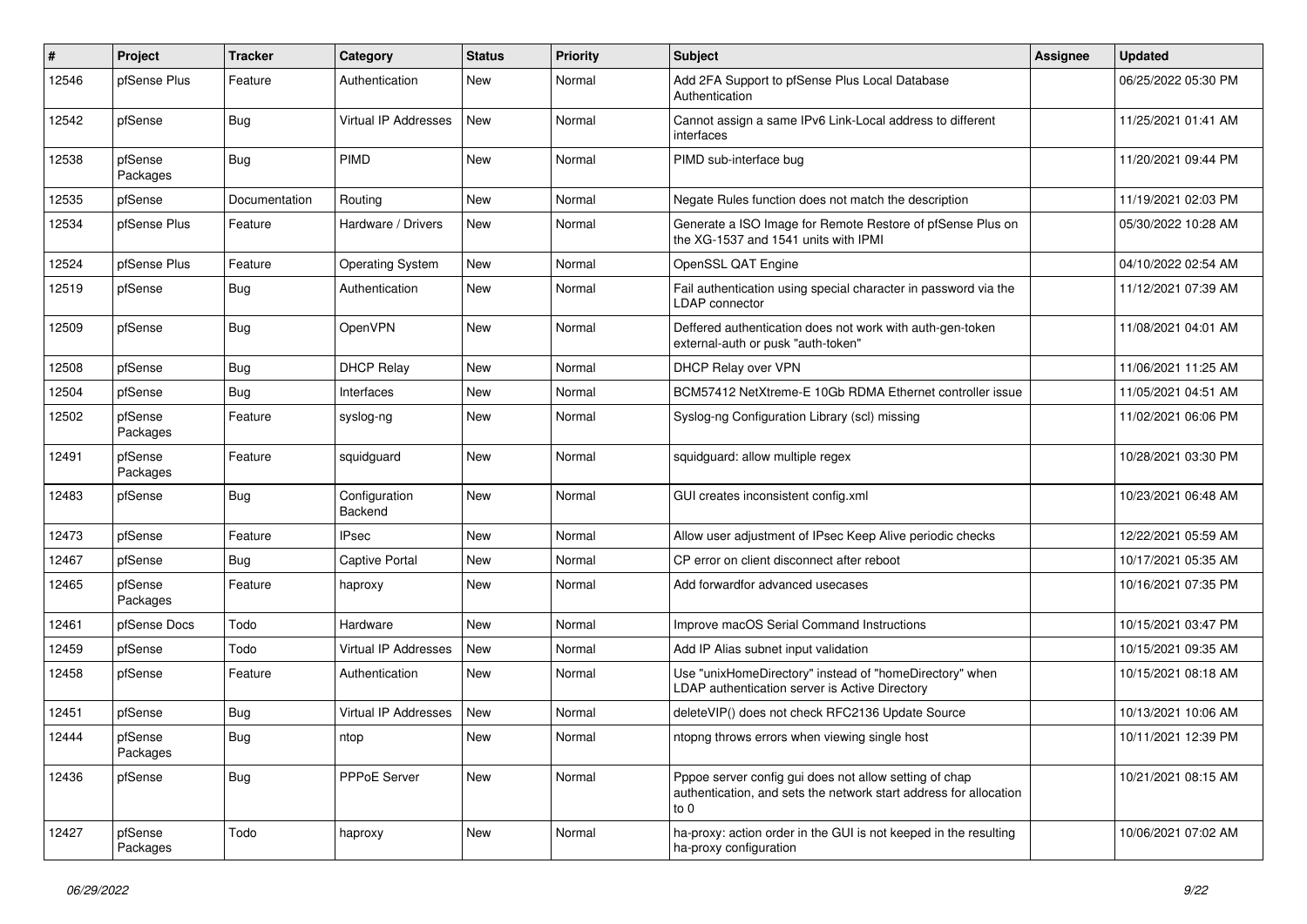| # | Project | Tracker | Category | Status | Priority | Subject | Assignee | Updated |
|---|---|---|---|---|---|---|---|---|
| 12546 | pfSense Plus | Feature | Authentication | New | Normal | Add 2FA Support to pfSense Plus Local Database Authentication | | 06/25/2022 05:30 PM |
| 12542 | pfSense | Bug | Virtual IP Addresses | New | Normal | Cannot assign a same IPv6 Link-Local address to different interfaces | | 11/25/2021 01:41 AM |
| 12538 | pfSense Packages | Bug | PIMD | New | Normal | PIMD sub-interface bug | | 11/20/2021 09:44 PM |
| 12535 | pfSense | Documentation | Routing | New | Normal | Negate Rules function does not match the description | | 11/19/2021 02:03 PM |
| 12534 | pfSense Plus | Feature | Hardware / Drivers | New | Normal | Generate a ISO Image for Remote Restore of pfSense Plus on the XG-1537 and 1541 units with IPMI | | 05/30/2022 10:28 AM |
| 12524 | pfSense Plus | Feature | Operating System | New | Normal | OpenSSL QAT Engine | | 04/10/2022 02:54 AM |
| 12519 | pfSense | Bug | Authentication | New | Normal | Fail authentication using special character in password via the LDAP connector | | 11/12/2021 07:39 AM |
| 12509 | pfSense | Bug | OpenVPN | New | Normal | Deffered authentication does not work with auth-gen-token external-auth or pusk "auth-token" | | 11/08/2021 04:01 AM |
| 12508 | pfSense | Bug | DHCP Relay | New | Normal | DHCP Relay over VPN | | 11/06/2021 11:25 AM |
| 12504 | pfSense | Bug | Interfaces | New | Normal | BCM57412 NetXtreme-E 10Gb RDMA Ethernet controller issue | | 11/05/2021 04:51 AM |
| 12502 | pfSense Packages | Feature | syslog-ng | New | Normal | Syslog-ng Configuration Library (scl) missing | | 11/02/2021 06:06 PM |
| 12491 | pfSense Packages | Feature | squidguard | New | Normal | squidguard: allow multiple regex | | 10/28/2021 03:30 PM |
| 12483 | pfSense | Bug | Configuration Backend | New | Normal | GUI creates inconsistent config.xml | | 10/23/2021 06:48 AM |
| 12473 | pfSense | Feature | IPsec | New | Normal | Allow user adjustment of IPsec Keep Alive periodic checks | | 12/22/2021 05:59 AM |
| 12467 | pfSense | Bug | Captive Portal | New | Normal | CP error on client disconnect after reboot | | 10/17/2021 05:35 AM |
| 12465 | pfSense Packages | Feature | haproxy | New | Normal | Add forwardfor advanced usecases | | 10/16/2021 07:35 PM |
| 12461 | pfSense Docs | Todo | Hardware | New | Normal | Improve macOS Serial Command Instructions | | 10/15/2021 03:47 PM |
| 12459 | pfSense | Todo | Virtual IP Addresses | New | Normal | Add IP Alias subnet input validation | | 10/15/2021 09:35 AM |
| 12458 | pfSense | Feature | Authentication | New | Normal | Use "unixHomeDirectory" instead of "homeDirectory" when LDAP authentication server is Active Directory | | 10/15/2021 08:18 AM |
| 12451 | pfSense | Bug | Virtual IP Addresses | New | Normal | deleteVIP() does not check RFC2136 Update Source | | 10/13/2021 10:06 AM |
| 12444 | pfSense Packages | Bug | ntop | New | Normal | ntopng throws errors when viewing single host | | 10/11/2021 12:39 PM |
| 12436 | pfSense | Bug | PPPoE Server | New | Normal | Pppoe server config gui does not allow setting of chap authentication, and sets the network start address for allocation to 0 | | 10/21/2021 08:15 AM |
| 12427 | pfSense Packages | Todo | haproxy | New | Normal | ha-proxy: action order in the GUI is not keeped in the resulting ha-proxy configuration | | 10/06/2021 07:02 AM |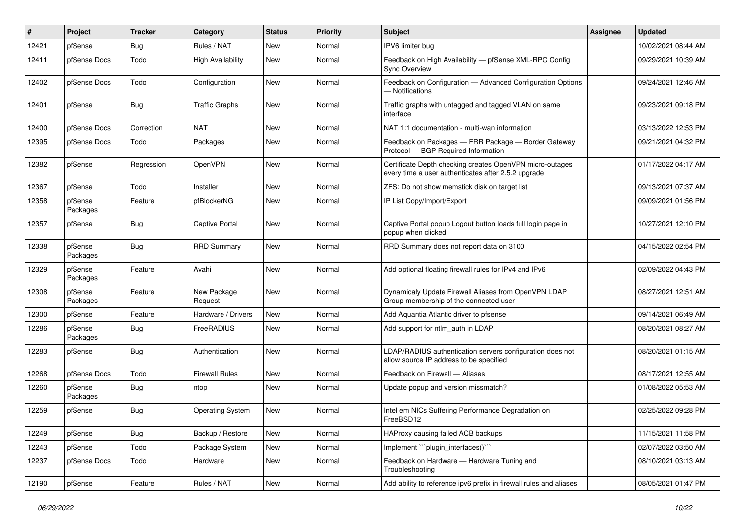| # | Project | Tracker | Category | Status | Priority | Subject | Assignee | Updated |
|---|---|---|---|---|---|---|---|---|
| 12421 | pfSense | Bug | Rules / NAT | New | Normal | IPV6 limiter bug | | 10/02/2021 08:44 AM |
| 12411 | pfSense Docs | Todo | High Availability | New | Normal | Feedback on High Availability — pfSense XML-RPC Config Sync Overview | | 09/29/2021 10:39 AM |
| 12402 | pfSense Docs | Todo | Configuration | New | Normal | Feedback on Configuration — Advanced Configuration Options — Notifications | | 09/24/2021 12:46 AM |
| 12401 | pfSense | Bug | Traffic Graphs | New | Normal | Traffic graphs with untagged and tagged VLAN on same interface | | 09/23/2021 09:18 PM |
| 12400 | pfSense Docs | Correction | NAT | New | Normal | NAT 1:1 documentation - multi-wan information | | 03/13/2022 12:53 PM |
| 12395 | pfSense Docs | Todo | Packages | New | Normal | Feedback on Packages — FRR Package — Border Gateway Protocol — BGP Required Information | | 09/21/2021 04:32 PM |
| 12382 | pfSense | Regression | OpenVPN | New | Normal | Certificate Depth checking creates OpenVPN micro-outages every time a user authenticates after 2.5.2 upgrade | | 01/17/2022 04:17 AM |
| 12367 | pfSense | Todo | Installer | New | Normal | ZFS: Do not show memstick disk on target list | | 09/13/2021 07:37 AM |
| 12358 | pfSense Packages | Feature | pfBlockerNG | New | Normal | IP List Copy/Import/Export | | 09/09/2021 01:56 PM |
| 12357 | pfSense | Bug | Captive Portal | New | Normal | Captive Portal popup Logout button loads full login page in popup when clicked | | 10/27/2021 12:10 PM |
| 12338 | pfSense Packages | Bug | RRD Summary | New | Normal | RRD Summary does not report data on 3100 | | 04/15/2022 02:54 PM |
| 12329 | pfSense Packages | Feature | Avahi | New | Normal | Add optional floating firewall rules for IPv4 and IPv6 | | 02/09/2022 04:43 PM |
| 12308 | pfSense Packages | Feature | New Package Request | New | Normal | Dynamicaly Update Firewall Aliases from OpenVPN LDAP Group membership of the connected user | | 08/27/2021 12:51 AM |
| 12300 | pfSense | Feature | Hardware / Drivers | New | Normal | Add Aquantia Atlantic driver to pfsense | | 09/14/2021 06:49 AM |
| 12286 | pfSense Packages | Bug | FreeRADIUS | New | Normal | Add support for ntlm_auth in LDAP | | 08/20/2021 08:27 AM |
| 12283 | pfSense | Bug | Authentication | New | Normal | LDAP/RADIUS authentication servers configuration does not allow source IP address to be specified | | 08/20/2021 01:15 AM |
| 12268 | pfSense Docs | Todo | Firewall Rules | New | Normal | Feedback on Firewall — Aliases | | 08/17/2021 12:55 AM |
| 12260 | pfSense Packages | Bug | ntop | New | Normal | Update popup and version missmatch? | | 01/08/2022 05:53 AM |
| 12259 | pfSense | Bug | Operating System | New | Normal | Intel em NICs Suffering Performance Degradation on FreeBSD12 | | 02/25/2022 09:28 PM |
| 12249 | pfSense | Bug | Backup / Restore | New | Normal | HAProxy causing failed ACB backups | | 11/15/2021 11:58 PM |
| 12243 | pfSense | Todo | Package System | New | Normal | Implement ```plugin_interfaces()``` | | 02/07/2022 03:50 AM |
| 12237 | pfSense Docs | Todo | Hardware | New | Normal | Feedback on Hardware — Hardware Tuning and Troubleshooting | | 08/10/2021 03:13 AM |
| 12190 | pfSense | Feature | Rules / NAT | New | Normal | Add ability to reference ipv6 prefix in firewall rules and aliases | | 08/05/2021 01:47 PM |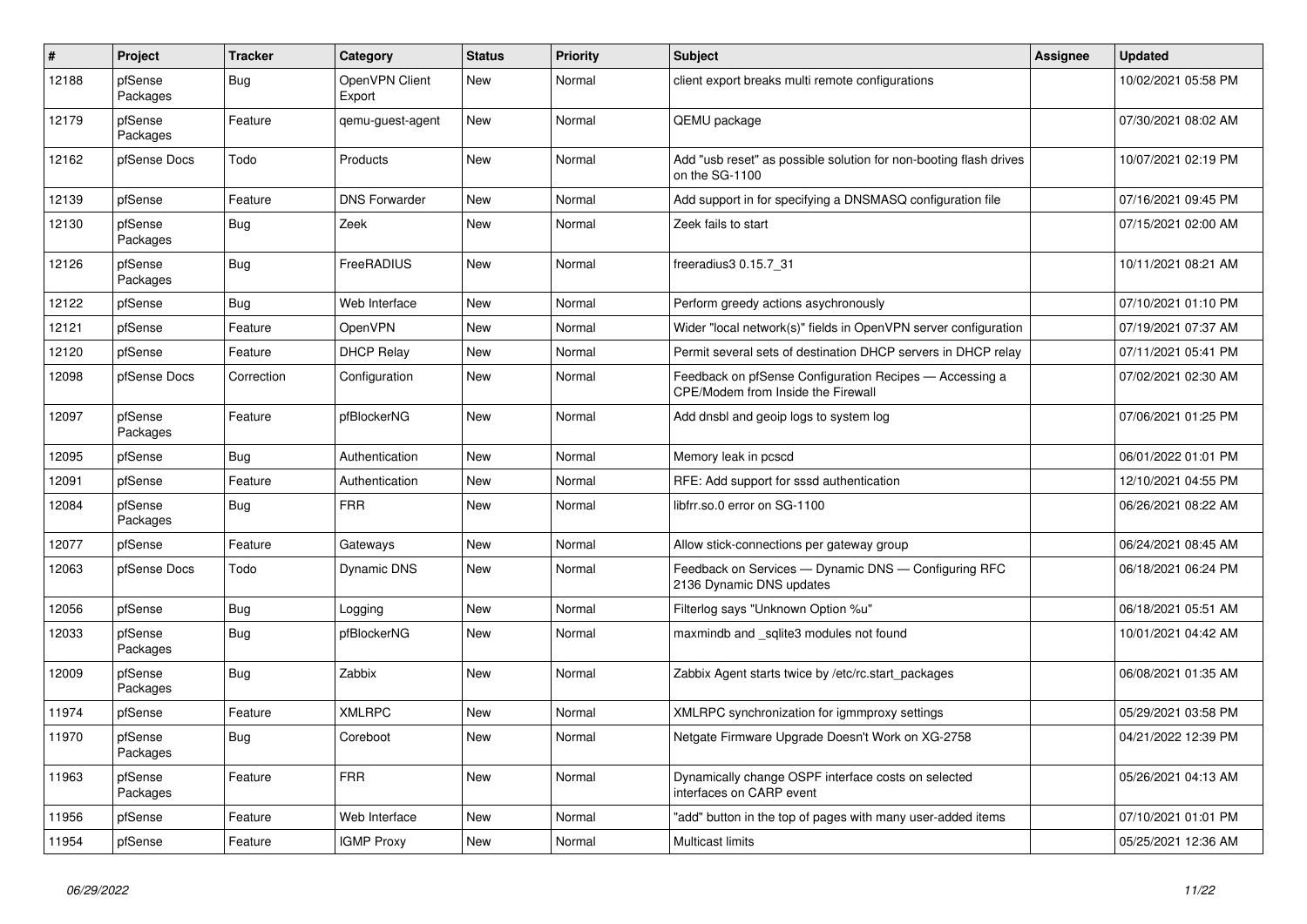| # | Project | Tracker | Category | Status | Priority | Subject | Assignee | Updated |
|---|---|---|---|---|---|---|---|---|
| 12188 | pfSense Packages | Bug | OpenVPN Client Export | New | Normal | client export breaks multi remote configurations | | 10/02/2021 05:58 PM |
| 12179 | pfSense Packages | Feature | qemu-guest-agent | New | Normal | QEMU package | | 07/30/2021 08:02 AM |
| 12162 | pfSense Docs | Todo | Products | New | Normal | Add "usb reset" as possible solution for non-booting flash drives on the SG-1100 | | 10/07/2021 02:19 PM |
| 12139 | pfSense | Feature | DNS Forwarder | New | Normal | Add support in for specifying a DNSMASQ configuration file | | 07/16/2021 09:45 PM |
| 12130 | pfSense Packages | Bug | Zeek | New | Normal | Zeek fails to start | | 07/15/2021 02:00 AM |
| 12126 | pfSense Packages | Bug | FreeRADIUS | New | Normal | freeradius3 0.15.7_31 | | 10/11/2021 08:21 AM |
| 12122 | pfSense | Bug | Web Interface | New | Normal | Perform greedy actions asychronously | | 07/10/2021 01:10 PM |
| 12121 | pfSense | Feature | OpenVPN | New | Normal | Wider "local network(s)" fields in OpenVPN server configuration | | 07/19/2021 07:37 AM |
| 12120 | pfSense | Feature | DHCP Relay | New | Normal | Permit several sets of destination DHCP servers in DHCP relay | | 07/11/2021 05:41 PM |
| 12098 | pfSense Docs | Correction | Configuration | New | Normal | Feedback on pfSense Configuration Recipes — Accessing a CPE/Modem from Inside the Firewall | | 07/02/2021 02:30 AM |
| 12097 | pfSense Packages | Feature | pfBlockerNG | New | Normal | Add dnsbl and geoip logs to system log | | 07/06/2021 01:25 PM |
| 12095 | pfSense | Bug | Authentication | New | Normal | Memory leak in pcscd | | 06/01/2022 01:01 PM |
| 12091 | pfSense | Feature | Authentication | New | Normal | RFE: Add support for sssd authentication | | 12/10/2021 04:55 PM |
| 12084 | pfSense Packages | Bug | FRR | New | Normal | libfrr.so.0 error on SG-1100 | | 06/26/2021 08:22 AM |
| 12077 | pfSense | Feature | Gateways | New | Normal | Allow stick-connections per gateway group | | 06/24/2021 08:45 AM |
| 12063 | pfSense Docs | Todo | Dynamic DNS | New | Normal | Feedback on Services — Dynamic DNS — Configuring RFC 2136 Dynamic DNS updates | | 06/18/2021 06:24 PM |
| 12056 | pfSense | Bug | Logging | New | Normal | Filterlog says "Unknown Option %u" | | 06/18/2021 05:51 AM |
| 12033 | pfSense Packages | Bug | pfBlockerNG | New | Normal | maxmindb and _sqlite3 modules not found | | 10/01/2021 04:42 AM |
| 12009 | pfSense Packages | Bug | Zabbix | New | Normal | Zabbix Agent starts twice by /etc/rc.start_packages | | 06/08/2021 01:35 AM |
| 11974 | pfSense | Feature | XMLRPC | New | Normal | XMLRPC synchronization for igmmproxy settings | | 05/29/2021 03:58 PM |
| 11970 | pfSense Packages | Bug | Coreboot | New | Normal | Netgate Firmware Upgrade Doesn't Work on XG-2758 | | 04/21/2022 12:39 PM |
| 11963 | pfSense Packages | Feature | FRR | New | Normal | Dynamically change OSPF interface costs on selected interfaces on CARP event | | 05/26/2021 04:13 AM |
| 11956 | pfSense | Feature | Web Interface | New | Normal | "add" button in the top of pages with many user-added items | | 07/10/2021 01:01 PM |
| 11954 | pfSense | Feature | IGMP Proxy | New | Normal | Multicast limits | | 05/25/2021 12:36 AM |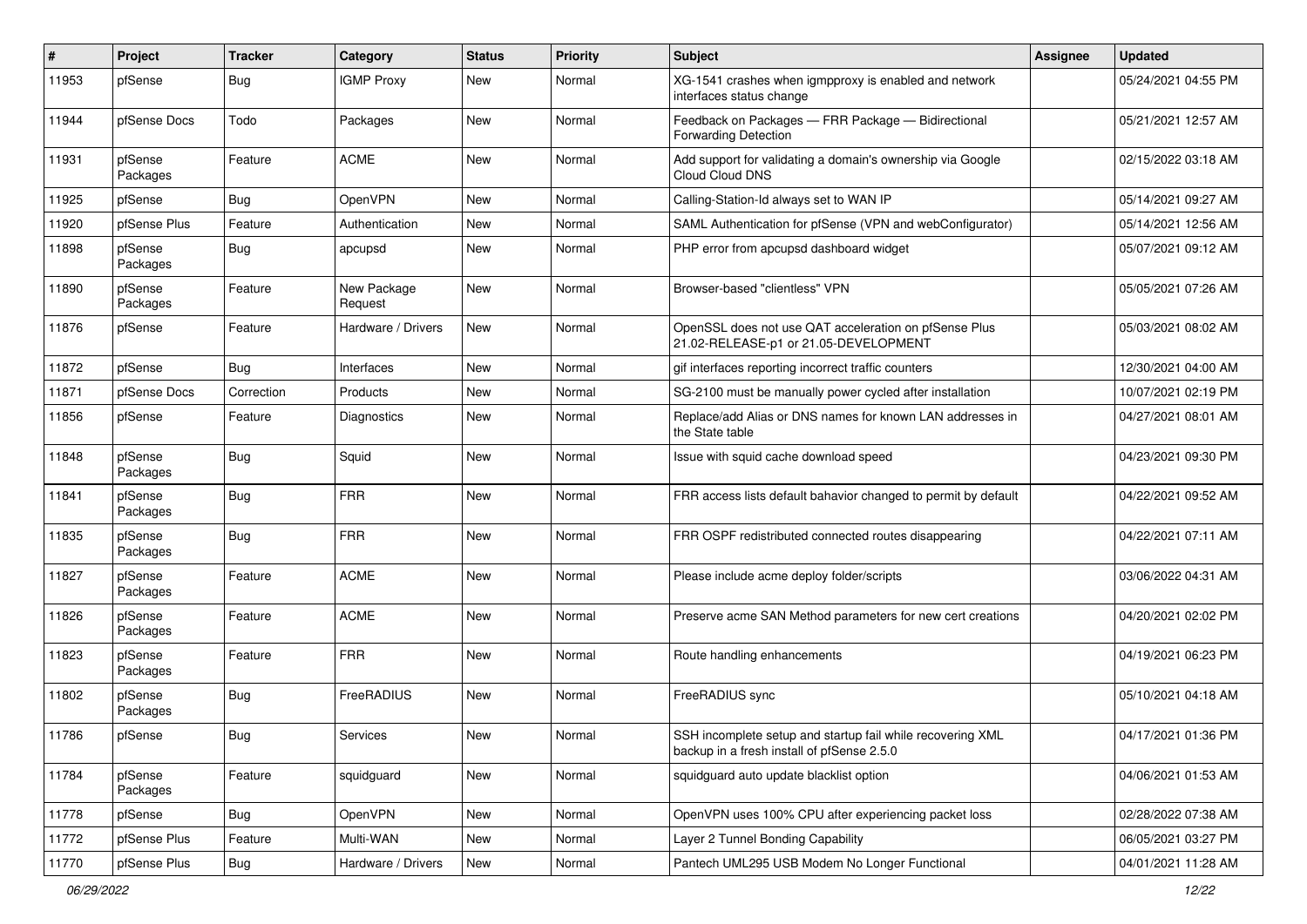| # | Project | Tracker | Category | Status | Priority | Subject | Assignee | Updated |
|---|---|---|---|---|---|---|---|---|
| 11953 | pfSense | Bug | IGMP Proxy | New | Normal | XG-1541 crashes when igmpproxy is enabled and network interfaces status change | | 05/24/2021 04:55 PM |
| 11944 | pfSense Docs | Todo | Packages | New | Normal | Feedback on Packages — FRR Package — Bidirectional Forwarding Detection | | 05/21/2021 12:57 AM |
| 11931 | pfSense Packages | Feature | ACME | New | Normal | Add support for validating a domain's ownership via Google Cloud Cloud DNS | | 02/15/2022 03:18 AM |
| 11925 | pfSense | Bug | OpenVPN | New | Normal | Calling-Station-Id always set to WAN IP | | 05/14/2021 09:27 AM |
| 11920 | pfSense Plus | Feature | Authentication | New | Normal | SAML Authentication for pfSense (VPN and webConfigurator) | | 05/14/2021 12:56 AM |
| 11898 | pfSense Packages | Bug | apcupsd | New | Normal | PHP error from apcupsd dashboard widget | | 05/07/2021 09:12 AM |
| 11890 | pfSense Packages | Feature | New Package Request | New | Normal | Browser-based "clientless" VPN | | 05/05/2021 07:26 AM |
| 11876 | pfSense | Feature | Hardware / Drivers | New | Normal | OpenSSL does not use QAT acceleration on pfSense Plus 21.02-RELEASE-p1 or 21.05-DEVELOPMENT | | 05/03/2021 08:02 AM |
| 11872 | pfSense | Bug | Interfaces | New | Normal | gif interfaces reporting incorrect traffic counters | | 12/30/2021 04:00 AM |
| 11871 | pfSense Docs | Correction | Products | New | Normal | SG-2100 must be manually power cycled after installation | | 10/07/2021 02:19 PM |
| 11856 | pfSense | Feature | Diagnostics | New | Normal | Replace/add Alias or DNS names for known LAN addresses in the State table | | 04/27/2021 08:01 AM |
| 11848 | pfSense Packages | Bug | Squid | New | Normal | Issue with squid cache download speed | | 04/23/2021 09:30 PM |
| 11841 | pfSense Packages | Bug | FRR | New | Normal | FRR access lists default bahavior changed to permit by default | | 04/22/2021 09:52 AM |
| 11835 | pfSense Packages | Bug | FRR | New | Normal | FRR OSPF redistributed connected routes disappearing | | 04/22/2021 07:11 AM |
| 11827 | pfSense Packages | Feature | ACME | New | Normal | Please include acme deploy folder/scripts | | 03/06/2022 04:31 AM |
| 11826 | pfSense Packages | Feature | ACME | New | Normal | Preserve acme SAN Method parameters for new cert creations | | 04/20/2021 02:02 PM |
| 11823 | pfSense Packages | Feature | FRR | New | Normal | Route handling enhancements | | 04/19/2021 06:23 PM |
| 11802 | pfSense Packages | Bug | FreeRADIUS | New | Normal | FreeRADIUS sync | | 05/10/2021 04:18 AM |
| 11786 | pfSense | Bug | Services | New | Normal | SSH incomplete setup and startup fail while recovering XML backup in a fresh install of pfSense 2.5.0 | | 04/17/2021 01:36 PM |
| 11784 | pfSense Packages | Feature | squidguard | New | Normal | squidguard auto update blacklist option | | 04/06/2021 01:53 AM |
| 11778 | pfSense | Bug | OpenVPN | New | Normal | OpenVPN uses 100% CPU after experiencing packet loss | | 02/28/2022 07:38 AM |
| 11772 | pfSense Plus | Feature | Multi-WAN | New | Normal | Layer 2 Tunnel Bonding Capability | | 06/05/2021 03:27 PM |
| 11770 | pfSense Plus | Bug | Hardware / Drivers | New | Normal | Pantech UML295 USB Modem No Longer Functional | | 04/01/2021 11:28 AM |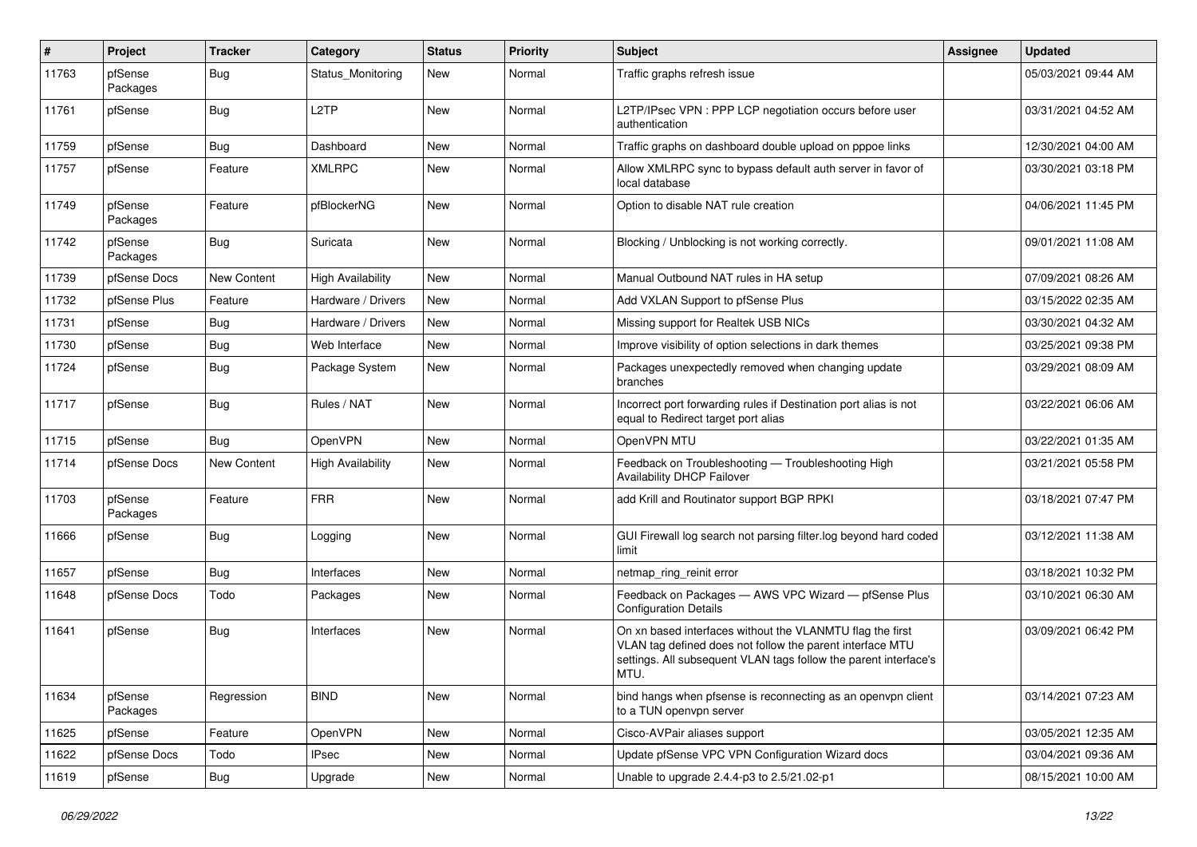| # | Project | Tracker | Category | Status | Priority | Subject | Assignee | Updated |
|---|---|---|---|---|---|---|---|---|
| 11763 | pfSense Packages | Bug | Status_Monitoring | New | Normal | Traffic graphs refresh issue | | 05/03/2021 09:44 AM |
| 11761 | pfSense | Bug | L2TP | New | Normal | L2TP/IPsec VPN : PPP LCP negotiation occurs before user authentication | | 03/31/2021 04:52 AM |
| 11759 | pfSense | Bug | Dashboard | New | Normal | Traffic graphs on dashboard double upload on pppoe links | | 12/30/2021 04:00 AM |
| 11757 | pfSense | Feature | XMLRPC | New | Normal | Allow XMLRPC sync to bypass default auth server in favor of local database | | 03/30/2021 03:18 PM |
| 11749 | pfSense Packages | Feature | pfBlockerNG | New | Normal | Option to disable NAT rule creation | | 04/06/2021 11:45 PM |
| 11742 | pfSense Packages | Bug | Suricata | New | Normal | Blocking / Unblocking is not working correctly. | | 09/01/2021 11:08 AM |
| 11739 | pfSense Docs | New Content | High Availability | New | Normal | Manual Outbound NAT rules in HA setup | | 07/09/2021 08:26 AM |
| 11732 | pfSense Plus | Feature | Hardware / Drivers | New | Normal | Add VXLAN Support to pfSense Plus | | 03/15/2022 02:35 AM |
| 11731 | pfSense | Bug | Hardware / Drivers | New | Normal | Missing support for Realtek USB NICs | | 03/30/2021 04:32 AM |
| 11730 | pfSense | Bug | Web Interface | New | Normal | Improve visibility of option selections in dark themes | | 03/25/2021 09:38 PM |
| 11724 | pfSense | Bug | Package System | New | Normal | Packages unexpectedly removed when changing update branches | | 03/29/2021 08:09 AM |
| 11717 | pfSense | Bug | Rules / NAT | New | Normal | Incorrect port forwarding rules if Destination port alias is not equal to Redirect target port alias | | 03/22/2021 06:06 AM |
| 11715 | pfSense | Bug | OpenVPN | New | Normal | OpenVPN MTU | | 03/22/2021 01:35 AM |
| 11714 | pfSense Docs | New Content | High Availability | New | Normal | Feedback on Troubleshooting — Troubleshooting High Availability DHCP Failover | | 03/21/2021 05:58 PM |
| 11703 | pfSense Packages | Feature | FRR | New | Normal | add Krill and Routinator support BGP RPKI | | 03/18/2021 07:47 PM |
| 11666 | pfSense | Bug | Logging | New | Normal | GUI Firewall log search not parsing filter.log beyond hard coded limit | | 03/12/2021 11:38 AM |
| 11657 | pfSense | Bug | Interfaces | New | Normal | netmap_ring_reinit error | | 03/18/2021 10:32 PM |
| 11648 | pfSense Docs | Todo | Packages | New | Normal | Feedback on Packages — AWS VPC Wizard — pfSense Plus Configuration Details | | 03/10/2021 06:30 AM |
| 11641 | pfSense | Bug | Interfaces | New | Normal | On xn based interfaces without the VLANMTU flag the first VLAN tag defined does not follow the parent interface MTU settings. All subsequent VLAN tags follow the parent interface's MTU. | | 03/09/2021 06:42 PM |
| 11634 | pfSense Packages | Regression | BIND | New | Normal | bind hangs when pfsense is reconnecting as an openvpn client to a TUN openvpn server | | 03/14/2021 07:23 AM |
| 11625 | pfSense | Feature | OpenVPN | New | Normal | Cisco-AVPair aliases support | | 03/05/2021 12:35 AM |
| 11622 | pfSense Docs | Todo | IPsec | New | Normal | Update pfSense VPC VPN Configuration Wizard docs | | 03/04/2021 09:36 AM |
| 11619 | pfSense | Bug | Upgrade | New | Normal | Unable to upgrade 2.4.4-p3 to 2.5/21.02-p1 | | 08/15/2021 10:00 AM |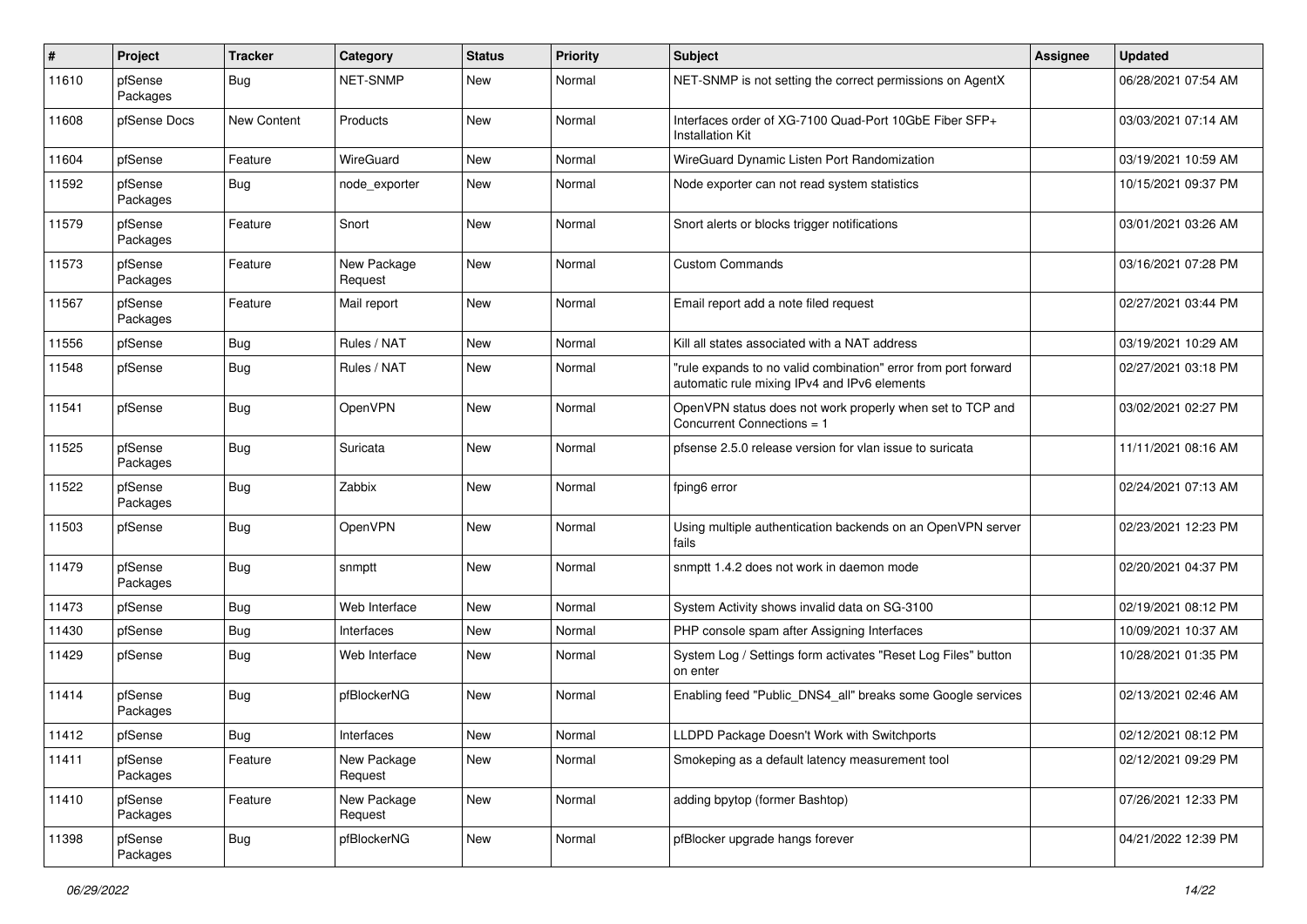| # | Project | Tracker | Category | Status | Priority | Subject | Assignee | Updated |
|---|---|---|---|---|---|---|---|---|
| 11610 | pfSense Packages | Bug | NET-SNMP | New | Normal | NET-SNMP is not setting the correct permissions on AgentX | | 06/28/2021 07:54 AM |
| 11608 | pfSense Docs | New Content | Products | New | Normal | Interfaces order of XG-7100 Quad-Port 10GbE Fiber SFP+ Installation Kit | | 03/03/2021 07:14 AM |
| 11604 | pfSense | Feature | WireGuard | New | Normal | WireGuard Dynamic Listen Port Randomization | | 03/19/2021 10:59 AM |
| 11592 | pfSense Packages | Bug | node_exporter | New | Normal | Node exporter can not read system statistics | | 10/15/2021 09:37 PM |
| 11579 | pfSense Packages | Feature | Snort | New | Normal | Snort alerts or blocks trigger notifications | | 03/01/2021 03:26 AM |
| 11573 | pfSense Packages | Feature | New Package Request | New | Normal | Custom Commands | | 03/16/2021 07:28 PM |
| 11567 | pfSense Packages | Feature | Mail report | New | Normal | Email report add a note filed request | | 02/27/2021 03:44 PM |
| 11556 | pfSense | Bug | Rules / NAT | New | Normal | Kill all states associated with a NAT address | | 03/19/2021 10:29 AM |
| 11548 | pfSense | Bug | Rules / NAT | New | Normal | "rule expands to no valid combination" error from port forward automatic rule mixing IPv4 and IPv6 elements | | 02/27/2021 03:18 PM |
| 11541 | pfSense | Bug | OpenVPN | New | Normal | OpenVPN status does not work properly when set to TCP and Concurrent Connections = 1 | | 03/02/2021 02:27 PM |
| 11525 | pfSense Packages | Bug | Suricata | New | Normal | pfsense 2.5.0 release version for vlan issue to suricata | | 11/11/2021 08:16 AM |
| 11522 | pfSense Packages | Bug | Zabbix | New | Normal | fping6 error | | 02/24/2021 07:13 AM |
| 11503 | pfSense | Bug | OpenVPN | New | Normal | Using multiple authentication backends on an OpenVPN server fails | | 02/23/2021 12:23 PM |
| 11479 | pfSense Packages | Bug | snmptt | New | Normal | snmptt 1.4.2 does not work in daemon mode | | 02/20/2021 04:37 PM |
| 11473 | pfSense | Bug | Web Interface | New | Normal | System Activity shows invalid data on SG-3100 | | 02/19/2021 08:12 PM |
| 11430 | pfSense | Bug | Interfaces | New | Normal | PHP console spam after Assigning Interfaces | | 10/09/2021 10:37 AM |
| 11429 | pfSense | Bug | Web Interface | New | Normal | System Log / Settings form activates "Reset Log Files" button on enter | | 10/28/2021 01:35 PM |
| 11414 | pfSense Packages | Bug | pfBlockerNG | New | Normal | Enabling feed "Public_DNS4_all" breaks some Google services | | 02/13/2021 02:46 AM |
| 11412 | pfSense | Bug | Interfaces | New | Normal | LLDPD Package Doesn't Work with Switchports | | 02/12/2021 08:12 PM |
| 11411 | pfSense Packages | Feature | New Package Request | New | Normal | Smokeping as a default latency measurement tool | | 02/12/2021 09:29 PM |
| 11410 | pfSense Packages | Feature | New Package Request | New | Normal | adding bpytop (former Bashtop) | | 07/26/2021 12:33 PM |
| 11398 | pfSense Packages | Bug | pfBlockerNG | New | Normal | pfBlocker upgrade hangs forever | | 04/21/2022 12:39 PM |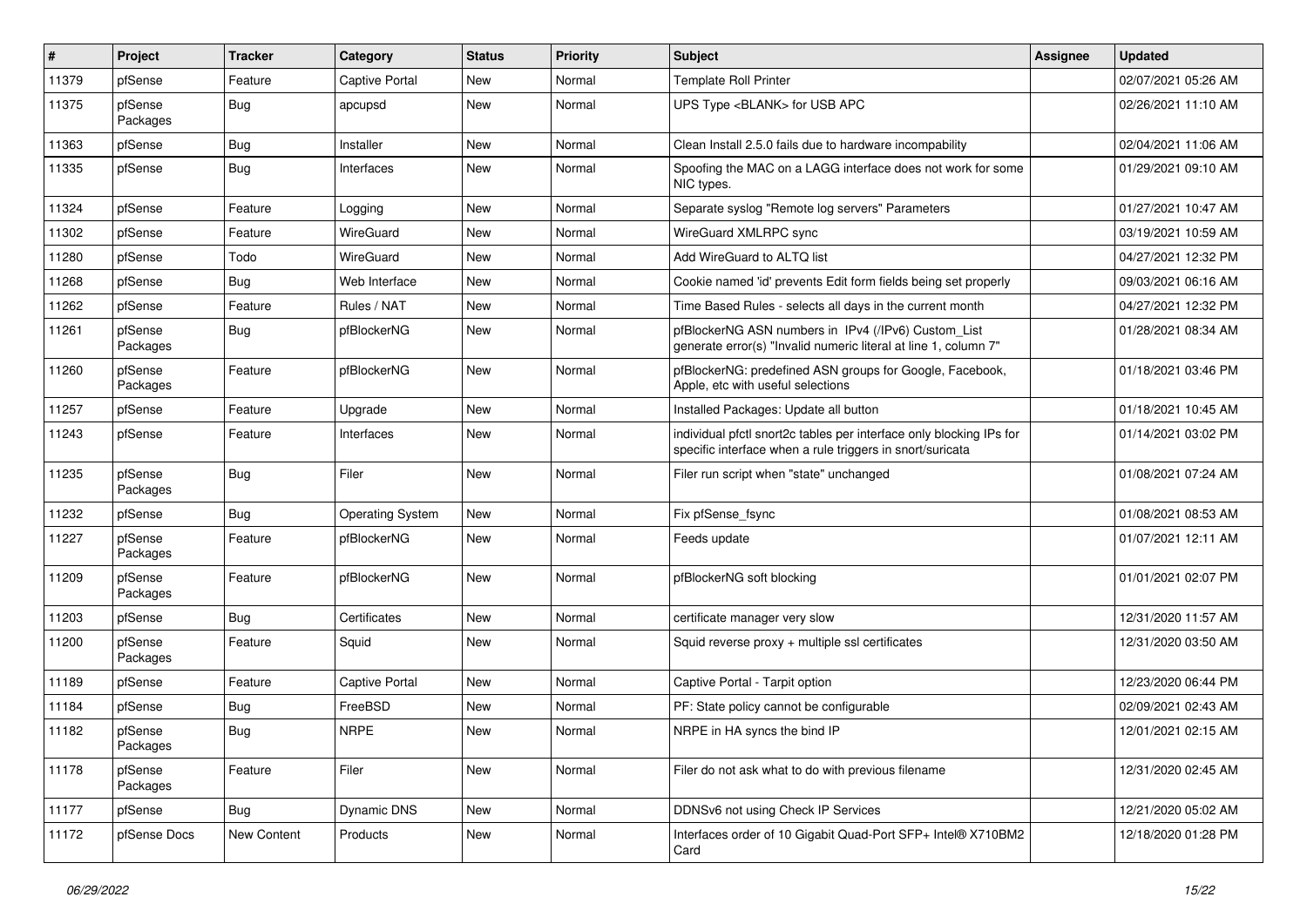| # | Project | Tracker | Category | Status | Priority | Subject | Assignee | Updated |
|---|---|---|---|---|---|---|---|---|
| 11379 | pfSense | Feature | Captive Portal | New | Normal | Template Roll Printer | | 02/07/2021 05:26 AM |
| 11375 | pfSense Packages | Bug | apcupsd | New | Normal | UPS Type <BLANK> for USB APC | | 02/26/2021 11:10 AM |
| 11363 | pfSense | Bug | Installer | New | Normal | Clean Install 2.5.0 fails due to hardware incompability | | 02/04/2021 11:06 AM |
| 11335 | pfSense | Bug | Interfaces | New | Normal | Spoofing the MAC on a LAGG interface does not work for some NIC types. | | 01/29/2021 09:10 AM |
| 11324 | pfSense | Feature | Logging | New | Normal | Separate syslog "Remote log servers" Parameters | | 01/27/2021 10:47 AM |
| 11302 | pfSense | Feature | WireGuard | New | Normal | WireGuard XMLRPC sync | | 03/19/2021 10:59 AM |
| 11280 | pfSense | Todo | WireGuard | New | Normal | Add WireGuard to ALTQ list | | 04/27/2021 12:32 PM |
| 11268 | pfSense | Bug | Web Interface | New | Normal | Cookie named 'id' prevents Edit form fields being set properly | | 09/03/2021 06:16 AM |
| 11262 | pfSense | Feature | Rules / NAT | New | Normal | Time Based Rules - selects all days in the current month | | 04/27/2021 12:32 PM |
| 11261 | pfSense Packages | Bug | pfBlockerNG | New | Normal | pfBlockerNG ASN numbers in IPv4 (/IPv6) Custom_List generate error(s) "Invalid numeric literal at line 1, column 7" | | 01/28/2021 08:34 AM |
| 11260 | pfSense Packages | Feature | pfBlockerNG | New | Normal | pfBlockerNG: predefined ASN groups for Google, Facebook, Apple, etc with useful selections | | 01/18/2021 03:46 PM |
| 11257 | pfSense | Feature | Upgrade | New | Normal | Installed Packages: Update all button | | 01/18/2021 10:45 AM |
| 11243 | pfSense | Feature | Interfaces | New | Normal | individual pfctl snort2c tables per interface only blocking IPs for specific interface when a rule triggers in snort/suricata | | 01/14/2021 03:02 PM |
| 11235 | pfSense Packages | Bug | Filer | New | Normal | Filer run script when "state" unchanged | | 01/08/2021 07:24 AM |
| 11232 | pfSense | Bug | Operating System | New | Normal | Fix pfSense_fsync | | 01/08/2021 08:53 AM |
| 11227 | pfSense Packages | Feature | pfBlockerNG | New | Normal | Feeds update | | 01/07/2021 12:11 AM |
| 11209 | pfSense Packages | Feature | pfBlockerNG | New | Normal | pfBlockerNG soft blocking | | 01/01/2021 02:07 PM |
| 11203 | pfSense | Bug | Certificates | New | Normal | certificate manager very slow | | 12/31/2020 11:57 AM |
| 11200 | pfSense Packages | Feature | Squid | New | Normal | Squid reverse proxy + multiple ssl certificates | | 12/31/2020 03:50 AM |
| 11189 | pfSense | Feature | Captive Portal | New | Normal | Captive Portal - Tarpit option | | 12/23/2020 06:44 PM |
| 11184 | pfSense | Bug | FreeBSD | New | Normal | PF: State policy cannot be configurable | | 02/09/2021 02:43 AM |
| 11182 | pfSense Packages | Bug | NRPE | New | Normal | NRPE in HA syncs the bind IP | | 12/01/2021 02:15 AM |
| 11178 | pfSense Packages | Feature | Filer | New | Normal | Filer do not ask what to do with previous filename | | 12/31/2020 02:45 AM |
| 11177 | pfSense | Bug | Dynamic DNS | New | Normal | DDNSv6 not using Check IP Services | | 12/21/2020 05:02 AM |
| 11172 | pfSense Docs | New Content | Products | New | Normal | Interfaces order of 10 Gigabit Quad-Port SFP+ Intel® X710BM2 Card | | 12/18/2020 01:28 PM |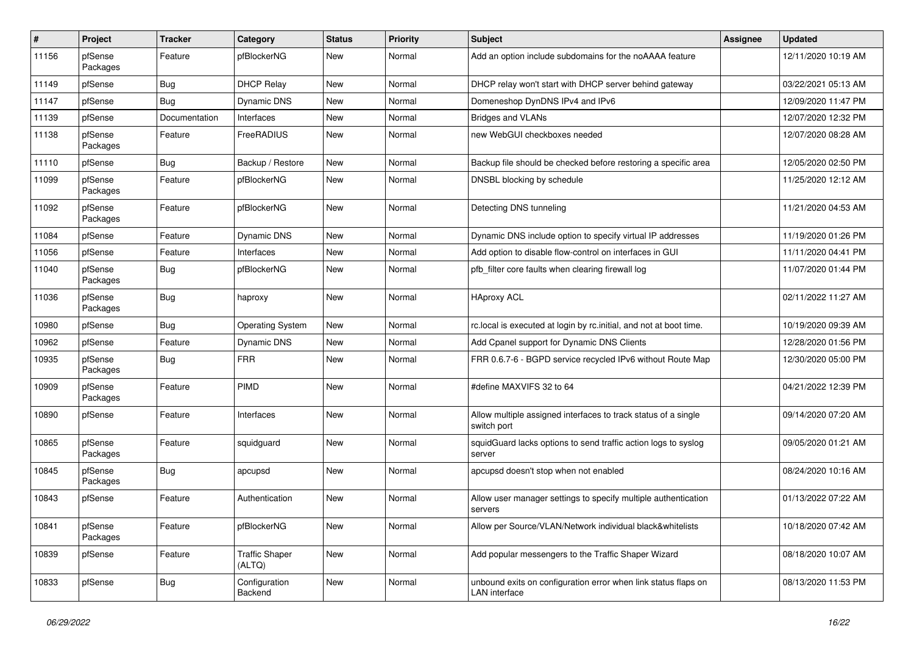| # | Project | Tracker | Category | Status | Priority | Subject | Assignee | Updated |
|---|---|---|---|---|---|---|---|---|
| 11156 | pfSense Packages | Feature | pfBlockerNG | New | Normal | Add an option include subdomains for the noAAAA feature | | 12/11/2020 10:19 AM |
| 11149 | pfSense | Bug | DHCP Relay | New | Normal | DHCP relay won't start with DHCP server behind gateway | | 03/22/2021 05:13 AM |
| 11147 | pfSense | Bug | Dynamic DNS | New | Normal | Domeneshop DynDNS IPv4 and IPv6 | | 12/09/2020 11:47 PM |
| 11139 | pfSense | Documentation | Interfaces | New | Normal | Bridges and VLANs | | 12/07/2020 12:32 PM |
| 11138 | pfSense Packages | Feature | FreeRADIUS | New | Normal | new WebGUI checkboxes needed | | 12/07/2020 08:28 AM |
| 11110 | pfSense | Bug | Backup / Restore | New | Normal | Backup file should be checked before restoring a specific area | | 12/05/2020 02:50 PM |
| 11099 | pfSense Packages | Feature | pfBlockerNG | New | Normal | DNSBL blocking by schedule | | 11/25/2020 12:12 AM |
| 11092 | pfSense Packages | Feature | pfBlockerNG | New | Normal | Detecting DNS tunneling | | 11/21/2020 04:53 AM |
| 11084 | pfSense | Feature | Dynamic DNS | New | Normal | Dynamic DNS include option to specify virtual IP addresses | | 11/19/2020 01:26 PM |
| 11056 | pfSense | Feature | Interfaces | New | Normal | Add option to disable flow-control on interfaces in GUI | | 11/11/2020 04:41 PM |
| 11040 | pfSense Packages | Bug | pfBlockerNG | New | Normal | pfb_filter core faults when clearing firewall log | | 11/07/2020 01:44 PM |
| 11036 | pfSense Packages | Bug | haproxy | New | Normal | HAproxy ACL | | 02/11/2022 11:27 AM |
| 10980 | pfSense | Bug | Operating System | New | Normal | rc.local is executed at login by rc.initial, and not at boot time. | | 10/19/2020 09:39 AM |
| 10962 | pfSense | Feature | Dynamic DNS | New | Normal | Add Cpanel support for Dynamic DNS Clients | | 12/28/2020 01:56 PM |
| 10935 | pfSense Packages | Bug | FRR | New | Normal | FRR 0.6.7-6 - BGPD service recycled IPv6 without Route Map | | 12/30/2020 05:00 PM |
| 10909 | pfSense Packages | Feature | PIMD | New | Normal | #define MAXVIFS 32 to 64 | | 04/21/2022 12:39 PM |
| 10890 | pfSense | Feature | Interfaces | New | Normal | Allow multiple assigned interfaces to track status of a single switch port | | 09/14/2020 07:20 AM |
| 10865 | pfSense Packages | Feature | squidguard | New | Normal | squidGuard lacks options to send traffic action logs to syslog server | | 09/05/2020 01:21 AM |
| 10845 | pfSense Packages | Bug | apcupsd | New | Normal | apcupsd doesn't stop when not enabled | | 08/24/2020 10:16 AM |
| 10843 | pfSense | Feature | Authentication | New | Normal | Allow user manager settings to specify multiple authentication servers | | 01/13/2022 07:22 AM |
| 10841 | pfSense Packages | Feature | pfBlockerNG | New | Normal | Allow per Source/VLAN/Network individual black&whitelists | | 10/18/2020 07:42 AM |
| 10839 | pfSense | Feature | Traffic Shaper (ALTQ) | New | Normal | Add popular messengers to the Traffic Shaper Wizard | | 08/18/2020 10:07 AM |
| 10833 | pfSense | Bug | Configuration Backend | New | Normal | unbound exits on configuration error when link status flaps on LAN interface | | 08/13/2020 11:53 PM |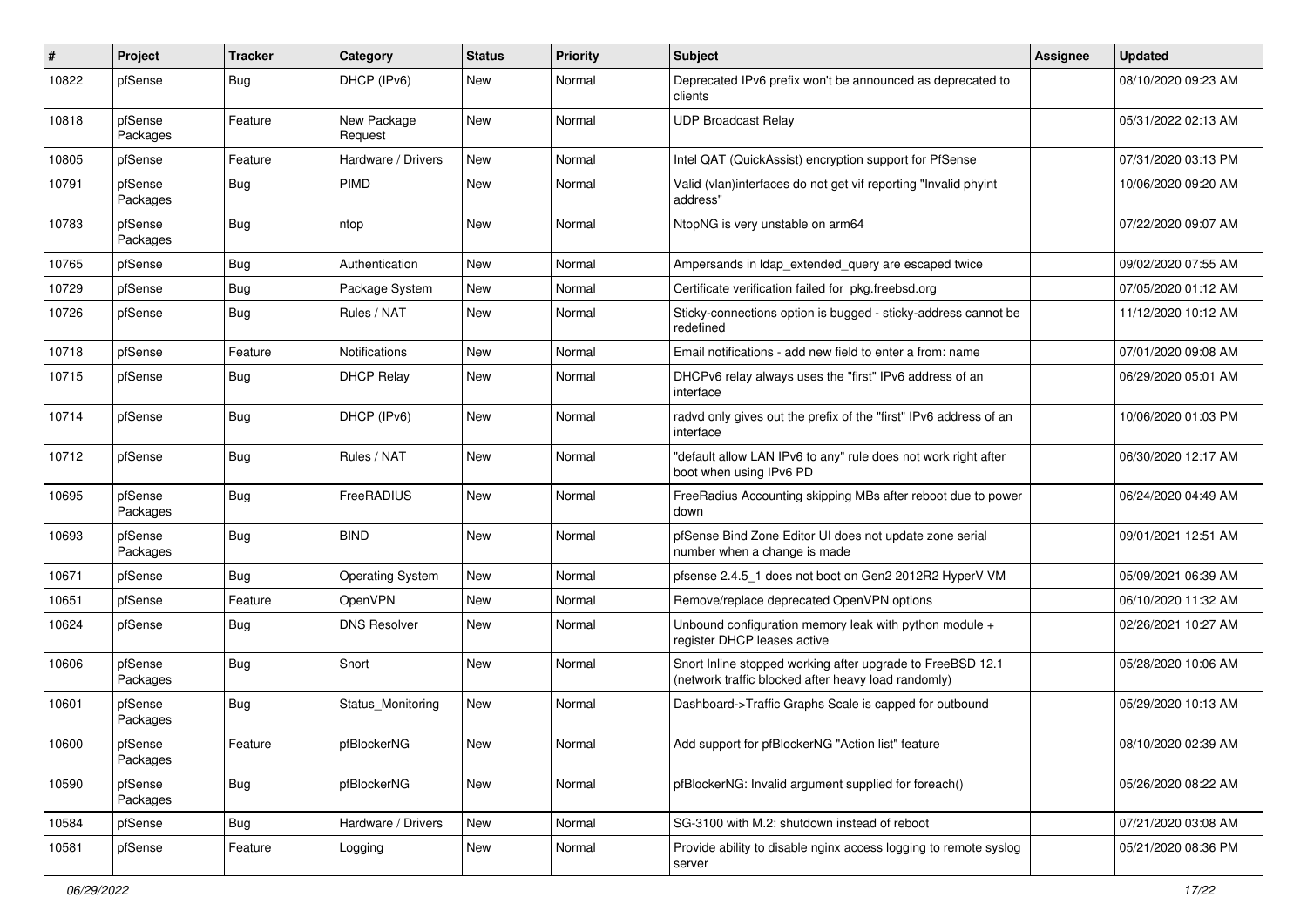| # | Project | Tracker | Category | Status | Priority | Subject | Assignee | Updated |
|---|---|---|---|---|---|---|---|---|
| 10822 | pfSense | Bug | DHCP (IPv6) | New | Normal | Deprecated IPv6 prefix won't be announced as deprecated to clients | | 08/10/2020 09:23 AM |
| 10818 | pfSense Packages | Feature | New Package Request | New | Normal | UDP Broadcast Relay | | 05/31/2022 02:13 AM |
| 10805 | pfSense | Feature | Hardware / Drivers | New | Normal | Intel QAT (QuickAssist) encryption support for PfSense | | 07/31/2020 03:13 PM |
| 10791 | pfSense Packages | Bug | PIMD | New | Normal | Valid (vlan)interfaces do not get vif reporting "Invalid phyint address" | | 10/06/2020 09:20 AM |
| 10783 | pfSense Packages | Bug | ntop | New | Normal | NtopNG is very unstable on arm64 | | 07/22/2020 09:07 AM |
| 10765 | pfSense | Bug | Authentication | New | Normal | Ampersands in ldap_extended_query are escaped twice | | 09/02/2020 07:55 AM |
| 10729 | pfSense | Bug | Package System | New | Normal | Certificate verification failed for pkg.freebsd.org | | 07/05/2020 01:12 AM |
| 10726 | pfSense | Bug | Rules / NAT | New | Normal | Sticky-connections option is bugged - sticky-address cannot be redefined | | 11/12/2020 10:12 AM |
| 10718 | pfSense | Feature | Notifications | New | Normal | Email notifications - add new field to enter a from: name | | 07/01/2020 09:08 AM |
| 10715 | pfSense | Bug | DHCP Relay | New | Normal | DHCPv6 relay always uses the "first" IPv6 address of an interface | | 06/29/2020 05:01 AM |
| 10714 | pfSense | Bug | DHCP (IPv6) | New | Normal | radvd only gives out the prefix of the "first" IPv6 address of an interface | | 10/06/2020 01:03 PM |
| 10712 | pfSense | Bug | Rules / NAT | New | Normal | "default allow LAN IPv6 to any" rule does not work right after boot when using IPv6 PD | | 06/30/2020 12:17 AM |
| 10695 | pfSense Packages | Bug | FreeRADIUS | New | Normal | FreeRadius Accounting skipping MBs after reboot due to power down | | 06/24/2020 04:49 AM |
| 10693 | pfSense Packages | Bug | BIND | New | Normal | pfSense Bind Zone Editor UI does not update zone serial number when a change is made | | 09/01/2021 12:51 AM |
| 10671 | pfSense | Bug | Operating System | New | Normal | pfsense 2.4.5_1 does not boot on Gen2 2012R2 HyperV VM | | 05/09/2021 06:39 AM |
| 10651 | pfSense | Feature | OpenVPN | New | Normal | Remove/replace deprecated OpenVPN options | | 06/10/2020 11:32 AM |
| 10624 | pfSense | Bug | DNS Resolver | New | Normal | Unbound configuration memory leak with python module + register DHCP leases active | | 02/26/2021 10:27 AM |
| 10606 | pfSense Packages | Bug | Snort | New | Normal | Snort Inline stopped working after upgrade to FreeBSD 12.1 (network traffic blocked after heavy load randomly) | | 05/28/2020 10:06 AM |
| 10601 | pfSense Packages | Bug | Status_Monitoring | New | Normal | Dashboard->Traffic Graphs Scale is capped for outbound | | 05/29/2020 10:13 AM |
| 10600 | pfSense Packages | Feature | pfBlockerNG | New | Normal | Add support for pfBlockerNG "Action list" feature | | 08/10/2020 02:39 AM |
| 10590 | pfSense Packages | Bug | pfBlockerNG | New | Normal | pfBlockerNG: Invalid argument supplied for foreach() | | 05/26/2020 08:22 AM |
| 10584 | pfSense | Bug | Hardware / Drivers | New | Normal | SG-3100 with M.2: shutdown instead of reboot | | 07/21/2020 03:08 AM |
| 10581 | pfSense | Feature | Logging | New | Normal | Provide ability to disable nginx access logging to remote syslog server | | 05/21/2020 08:36 PM |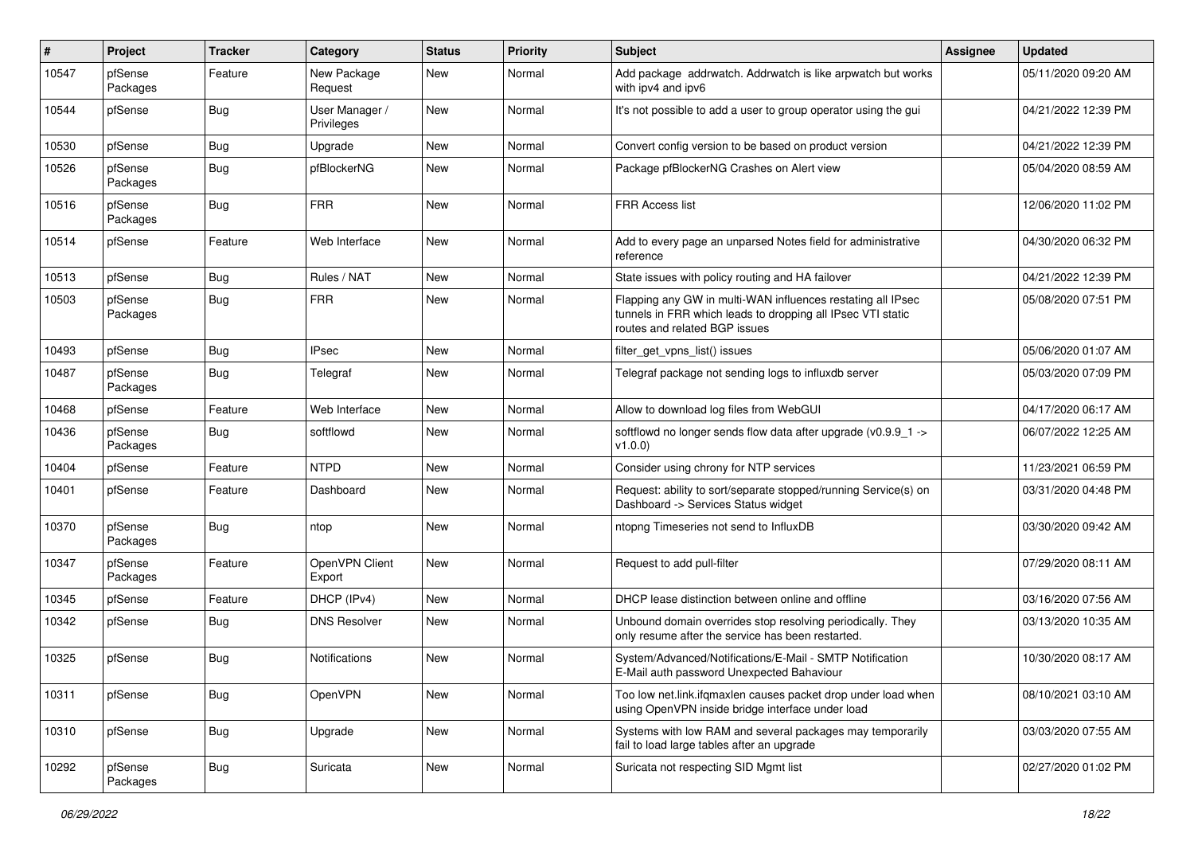| # | Project | Tracker | Category | Status | Priority | Subject | Assignee | Updated |
|---|---|---|---|---|---|---|---|---|
| 10547 | pfSense Packages | Feature | New Package Request | New | Normal | Add package  addrwatch. Addrwatch is like arpwatch but works with ipv4 and ipv6 | | 05/11/2020 09:20 AM |
| 10544 | pfSense | Bug | User Manager / Privileges | New | Normal | It's not possible to add a user to group operator using the gui | | 04/21/2022 12:39 PM |
| 10530 | pfSense | Bug | Upgrade | New | Normal | Convert config version to be based on product version | | 04/21/2022 12:39 PM |
| 10526 | pfSense Packages | Bug | pfBlockerNG | New | Normal | Package pfBlockerNG Crashes on Alert view | | 05/04/2020 08:59 AM |
| 10516 | pfSense Packages | Bug | FRR | New | Normal | FRR Access list | | 12/06/2020 11:02 PM |
| 10514 | pfSense | Feature | Web Interface | New | Normal | Add to every page an unparsed Notes field for administrative reference | | 04/30/2020 06:32 PM |
| 10513 | pfSense | Bug | Rules / NAT | New | Normal | State issues with policy routing and HA failover | | 04/21/2022 12:39 PM |
| 10503 | pfSense Packages | Bug | FRR | New | Normal | Flapping any GW in multi-WAN influences restating all IPsec tunnels in FRR which leads to dropping all IPsec VTI static routes and related BGP issues | | 05/08/2020 07:51 PM |
| 10493 | pfSense | Bug | IPsec | New | Normal | filter_get_vpns_list() issues | | 05/06/2020 01:07 AM |
| 10487 | pfSense Packages | Bug | Telegraf | New | Normal | Telegraf package not sending logs to influxdb server | | 05/03/2020 07:09 PM |
| 10468 | pfSense | Feature | Web Interface | New | Normal | Allow to download log files from WebGUI | | 04/17/2020 06:17 AM |
| 10436 | pfSense Packages | Bug | softflowd | New | Normal | softflowd no longer sends flow data after upgrade (v0.9.9_1 -> v1.0.0) | | 06/07/2022 12:25 AM |
| 10404 | pfSense | Feature | NTPD | New | Normal | Consider using chrony for NTP services | | 11/23/2021 06:59 PM |
| 10401 | pfSense | Feature | Dashboard | New | Normal | Request: ability to sort/separate stopped/running Service(s) on Dashboard -> Services Status widget | | 03/31/2020 04:48 PM |
| 10370 | pfSense Packages | Bug | ntop | New | Normal | ntopng Timeseries not send to InfluxDB | | 03/30/2020 09:42 AM |
| 10347 | pfSense Packages | Feature | OpenVPN Client Export | New | Normal | Request to add pull-filter | | 07/29/2020 08:11 AM |
| 10345 | pfSense | Feature | DHCP (IPv4) | New | Normal | DHCP lease distinction between online and offline | | 03/16/2020 07:56 AM |
| 10342 | pfSense | Bug | DNS Resolver | New | Normal | Unbound domain overrides stop resolving periodically. They only resume after the service has been restarted. | | 03/13/2020 10:35 AM |
| 10325 | pfSense | Bug | Notifications | New | Normal | System/Advanced/Notifications/E-Mail - SMTP Notification E-Mail auth password Unexpected Bahaviour | | 10/30/2020 08:17 AM |
| 10311 | pfSense | Bug | OpenVPN | New | Normal | Too low net.link.ifqmaxlen causes packet drop under load when using OpenVPN inside bridge interface under load | | 08/10/2021 03:10 AM |
| 10310 | pfSense | Bug | Upgrade | New | Normal | Systems with low RAM and several packages may temporarily fail to load large tables after an upgrade | | 03/03/2020 07:55 AM |
| 10292 | pfSense Packages | Bug | Suricata | New | Normal | Suricata not respecting SID Mgmt list | | 02/27/2020 01:02 PM |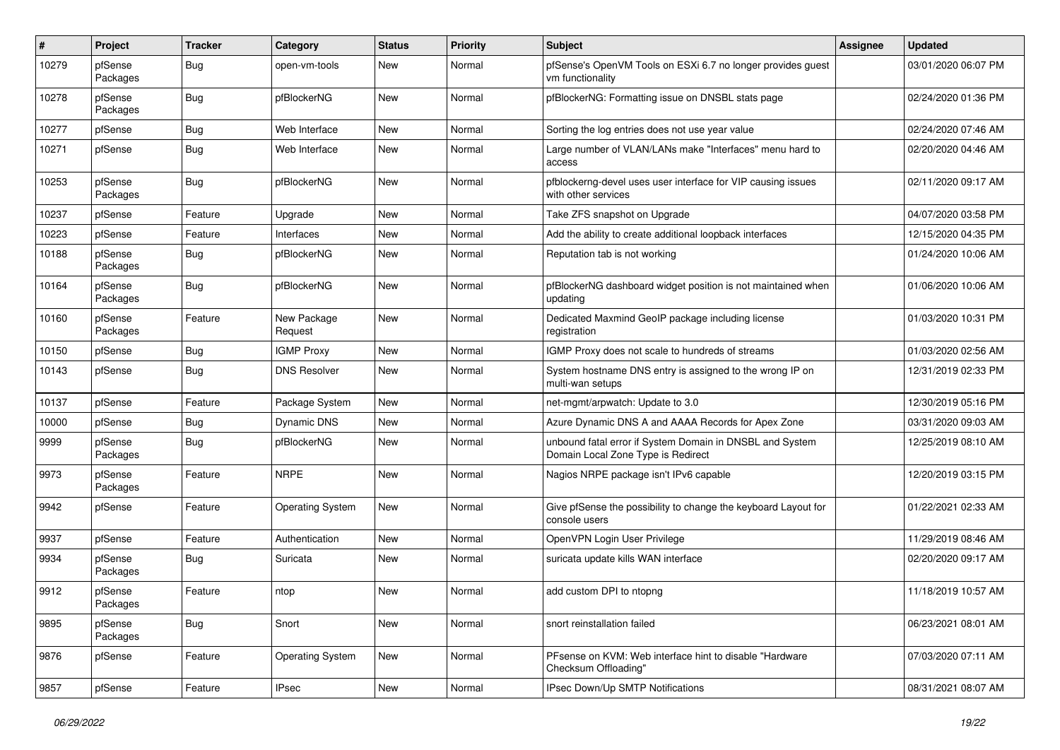| # | Project | Tracker | Category | Status | Priority | Subject | Assignee | Updated |
|---|---|---|---|---|---|---|---|---|
| 10279 | pfSense Packages | Bug | open-vm-tools | New | Normal | pfSense's OpenVM Tools on ESXi 6.7 no longer provides guest vm functionality | | 03/01/2020 06:07 PM |
| 10278 | pfSense Packages | Bug | pfBlockerNG | New | Normal | pfBlockerNG: Formatting issue on DNSBL stats page | | 02/24/2020 01:36 PM |
| 10277 | pfSense | Bug | Web Interface | New | Normal | Sorting the log entries does not use year value | | 02/24/2020 07:46 AM |
| 10271 | pfSense | Bug | Web Interface | New | Normal | Large number of VLAN/LANs make "Interfaces" menu hard to access | | 02/20/2020 04:46 AM |
| 10253 | pfSense Packages | Bug | pfBlockerNG | New | Normal | pfblockerng-devel uses user interface for VIP causing issues with other services | | 02/11/2020 09:17 AM |
| 10237 | pfSense | Feature | Upgrade | New | Normal | Take ZFS snapshot on Upgrade | | 04/07/2020 03:58 PM |
| 10223 | pfSense | Feature | Interfaces | New | Normal | Add the ability to create additional loopback interfaces | | 12/15/2020 04:35 PM |
| 10188 | pfSense Packages | Bug | pfBlockerNG | New | Normal | Reputation tab is not working | | 01/24/2020 10:06 AM |
| 10164 | pfSense Packages | Bug | pfBlockerNG | New | Normal | pfBlockerNG dashboard widget position is not maintained when updating | | 01/06/2020 10:06 AM |
| 10160 | pfSense Packages | Feature | New Package Request | New | Normal | Dedicated Maxmind GeoIP package including license registration | | 01/03/2020 10:31 PM |
| 10150 | pfSense | Bug | IGMP Proxy | New | Normal | IGMP Proxy does not scale to hundreds of streams | | 01/03/2020 02:56 AM |
| 10143 | pfSense | Bug | DNS Resolver | New | Normal | System hostname DNS entry is assigned to the wrong IP on multi-wan setups | | 12/31/2019 02:33 PM |
| 10137 | pfSense | Feature | Package System | New | Normal | net-mgmt/arpwatch: Update to 3.0 | | 12/30/2019 05:16 PM |
| 10000 | pfSense | Bug | Dynamic DNS | New | Normal | Azure Dynamic DNS A and AAAA Records for Apex Zone | | 03/31/2020 09:03 AM |
| 9999 | pfSense Packages | Bug | pfBlockerNG | New | Normal | unbound fatal error if System Domain in DNSBL and System Domain Local Zone Type is Redirect | | 12/25/2019 08:10 AM |
| 9973 | pfSense Packages | Feature | NRPE | New | Normal | Nagios NRPE package isn't IPv6 capable | | 12/20/2019 03:15 PM |
| 9942 | pfSense | Feature | Operating System | New | Normal | Give pfSense the possibility to change the keyboard Layout for console users | | 01/22/2021 02:33 AM |
| 9937 | pfSense | Feature | Authentication | New | Normal | OpenVPN Login User Privilege | | 11/29/2019 08:46 AM |
| 9934 | pfSense Packages | Bug | Suricata | New | Normal | suricata update kills WAN interface | | 02/20/2020 09:17 AM |
| 9912 | pfSense Packages | Feature | ntop | New | Normal | add custom DPI to ntopng | | 11/18/2019 10:57 AM |
| 9895 | pfSense Packages | Bug | Snort | New | Normal | snort reinstallation failed | | 06/23/2021 08:01 AM |
| 9876 | pfSense | Feature | Operating System | New | Normal | PFsense on KVM: Web interface hint to disable "Hardware Checksum Offloading" | | 07/03/2020 07:11 AM |
| 9857 | pfSense | Feature | IPsec | New | Normal | IPsec Down/Up SMTP Notifications | | 08/31/2021 08:07 AM |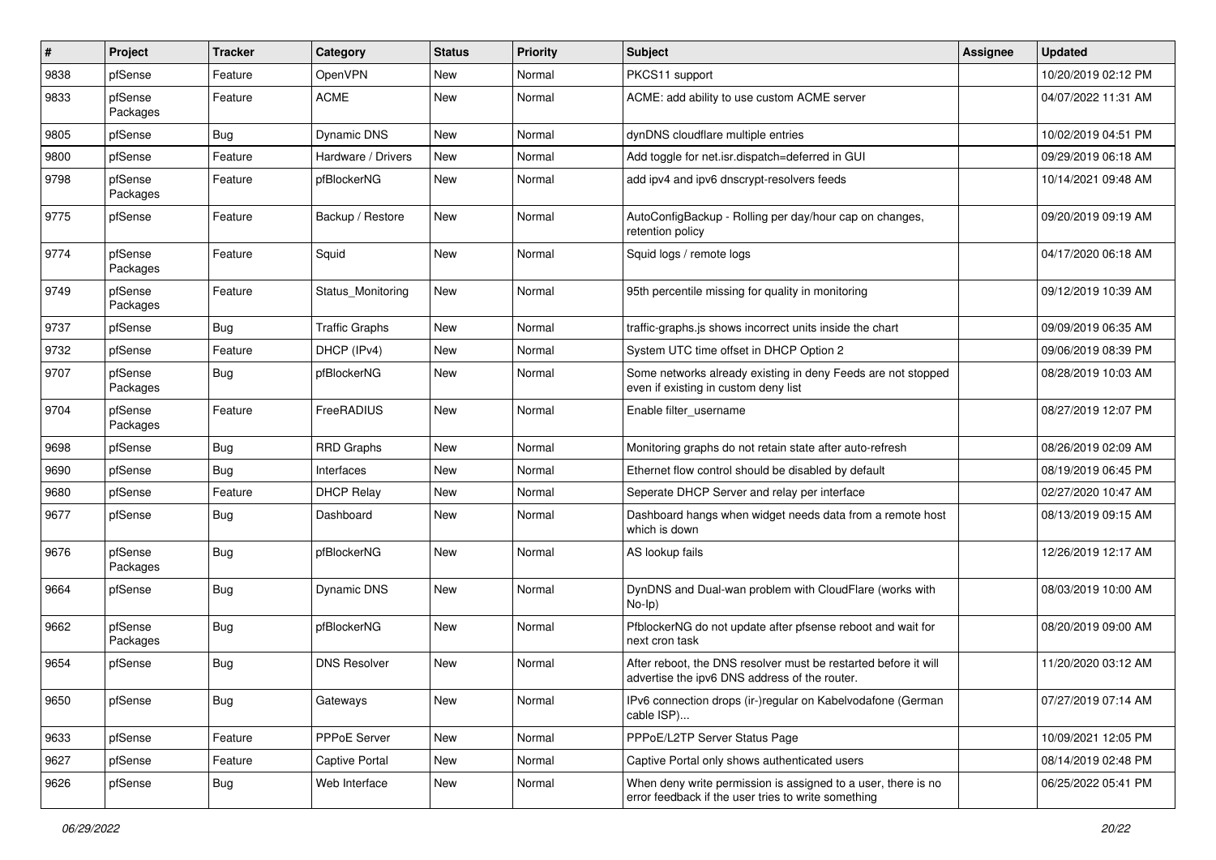| # | Project | Tracker | Category | Status | Priority | Subject | Assignee | Updated |
|---|---|---|---|---|---|---|---|---|
| 9838 | pfSense | Feature | OpenVPN | New | Normal | PKCS11 support | | 10/20/2019 02:12 PM |
| 9833 | pfSense Packages | Feature | ACME | New | Normal | ACME: add ability to use custom ACME server | | 04/07/2022 11:31 AM |
| 9805 | pfSense | Bug | Dynamic DNS | New | Normal | dynDNS cloudflare multiple entries | | 10/02/2019 04:51 PM |
| 9800 | pfSense | Feature | Hardware / Drivers | New | Normal | Add toggle for net.isr.dispatch=deferred in GUI | | 09/29/2019 06:18 AM |
| 9798 | pfSense Packages | Feature | pfBlockerNG | New | Normal | add ipv4 and ipv6 dnscrypt-resolvers feeds | | 10/14/2021 09:48 AM |
| 9775 | pfSense | Feature | Backup / Restore | New | Normal | AutoConfigBackup - Rolling per day/hour cap on changes, retention policy | | 09/20/2019 09:19 AM |
| 9774 | pfSense Packages | Feature | Squid | New | Normal | Squid logs / remote logs | | 04/17/2020 06:18 AM |
| 9749 | pfSense Packages | Feature | Status_Monitoring | New | Normal | 95th percentile missing for quality in monitoring | | 09/12/2019 10:39 AM |
| 9737 | pfSense | Bug | Traffic Graphs | New | Normal | traffic-graphs.js shows incorrect units inside the chart | | 09/09/2019 06:35 AM |
| 9732 | pfSense | Feature | DHCP (IPv4) | New | Normal | System UTC time offset in DHCP Option 2 | | 09/06/2019 08:39 PM |
| 9707 | pfSense Packages | Bug | pfBlockerNG | New | Normal | Some networks already existing in deny Feeds are not stopped even if existing in custom deny list | | 08/28/2019 10:03 AM |
| 9704 | pfSense Packages | Feature | FreeRADIUS | New | Normal | Enable filter_username | | 08/27/2019 12:07 PM |
| 9698 | pfSense | Bug | RRD Graphs | New | Normal | Monitoring graphs do not retain state after auto-refresh | | 08/26/2019 02:09 AM |
| 9690 | pfSense | Bug | Interfaces | New | Normal | Ethernet flow control should be disabled by default | | 08/19/2019 06:45 PM |
| 9680 | pfSense | Feature | DHCP Relay | New | Normal | Seperate DHCP Server and relay per interface | | 02/27/2020 10:47 AM |
| 9677 | pfSense | Bug | Dashboard | New | Normal | Dashboard hangs when widget needs data from a remote host which is down | | 08/13/2019 09:15 AM |
| 9676 | pfSense Packages | Bug | pfBlockerNG | New | Normal | AS lookup fails | | 12/26/2019 12:17 AM |
| 9664 | pfSense | Bug | Dynamic DNS | New | Normal | DynDNS and Dual-wan problem with CloudFlare (works with No-Ip) | | 08/03/2019 10:00 AM |
| 9662 | pfSense Packages | Bug | pfBlockerNG | New | Normal | PfblockerNG do not update after pfsense reboot and wait for next cron task | | 08/20/2019 09:00 AM |
| 9654 | pfSense | Bug | DNS Resolver | New | Normal | After reboot, the DNS resolver must be restarted before it will advertise the ipv6 DNS address of the router. | | 11/20/2020 03:12 AM |
| 9650 | pfSense | Bug | Gateways | New | Normal | IPv6 connection drops (ir-)regular on Kabelvodafone (German cable ISP)... | | 07/27/2019 07:14 AM |
| 9633 | pfSense | Feature | PPPoE Server | New | Normal | PPPoE/L2TP Server Status Page | | 10/09/2021 12:05 PM |
| 9627 | pfSense | Feature | Captive Portal | New | Normal | Captive Portal only shows authenticated users | | 08/14/2019 02:48 PM |
| 9626 | pfSense | Bug | Web Interface | New | Normal | When deny write permission is assigned to a user, there is no error feedback if the user tries to write something | | 06/25/2022 05:41 PM |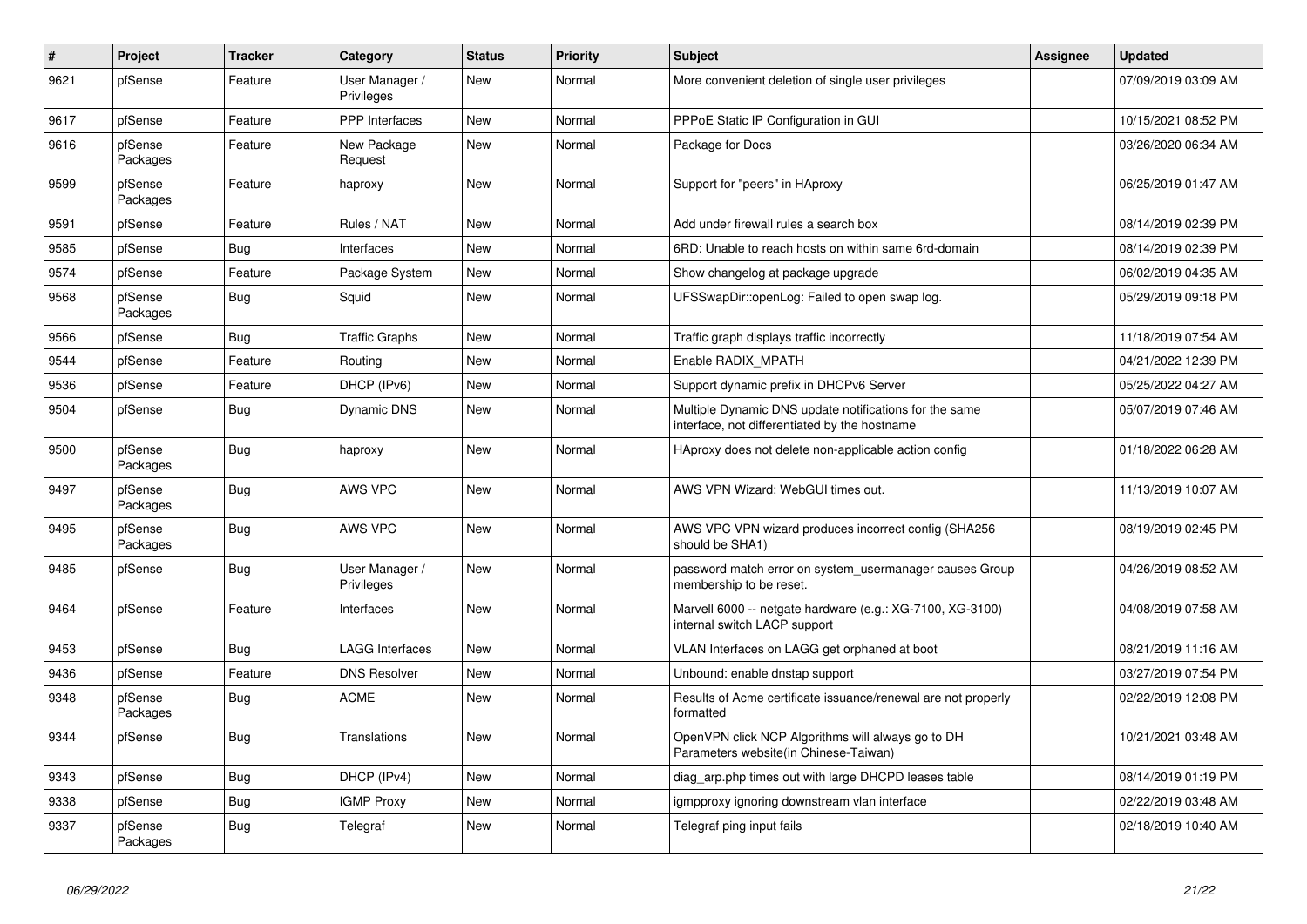| # | Project | Tracker | Category | Status | Priority | Subject | Assignee | Updated |
|---|---|---|---|---|---|---|---|---|
| 9621 | pfSense | Feature | User Manager / Privileges | New | Normal | More convenient deletion of single user privileges | | 07/09/2019 03:09 AM |
| 9617 | pfSense | Feature | PPP Interfaces | New | Normal | PPPoE Static IP Configuration in GUI | | 10/15/2021 08:52 PM |
| 9616 | pfSense Packages | Feature | New Package Request | New | Normal | Package for Docs | | 03/26/2020 06:34 AM |
| 9599 | pfSense Packages | Feature | haproxy | New | Normal | Support for "peers" in HAproxy | | 06/25/2019 01:47 AM |
| 9591 | pfSense | Feature | Rules / NAT | New | Normal | Add under firewall rules a search box | | 08/14/2019 02:39 PM |
| 9585 | pfSense | Bug | Interfaces | New | Normal | 6RD: Unable to reach hosts on within same 6rd-domain | | 08/14/2019 02:39 PM |
| 9574 | pfSense | Feature | Package System | New | Normal | Show changelog at package upgrade | | 06/02/2019 04:35 AM |
| 9568 | pfSense Packages | Bug | Squid | New | Normal | UFSSwapDir::openLog: Failed to open swap log. | | 05/29/2019 09:18 PM |
| 9566 | pfSense | Bug | Traffic Graphs | New | Normal | Traffic graph displays traffic incorrectly | | 11/18/2019 07:54 AM |
| 9544 | pfSense | Feature | Routing | New | Normal | Enable RADIX_MPATH | | 04/21/2022 12:39 PM |
| 9536 | pfSense | Feature | DHCP (IPv6) | New | Normal | Support dynamic prefix in DHCPv6 Server | | 05/25/2022 04:27 AM |
| 9504 | pfSense | Bug | Dynamic DNS | New | Normal | Multiple Dynamic DNS update notifications for the same interface, not differentiated by the hostname | | 05/07/2019 07:46 AM |
| 9500 | pfSense Packages | Bug | haproxy | New | Normal | HAproxy does not delete non-applicable action config | | 01/18/2022 06:28 AM |
| 9497 | pfSense Packages | Bug | AWS VPC | New | Normal | AWS VPN Wizard: WebGUI times out. | | 11/13/2019 10:07 AM |
| 9495 | pfSense Packages | Bug | AWS VPC | New | Normal | AWS VPC VPN wizard produces incorrect config (SHA256 should be SHA1) | | 08/19/2019 02:45 PM |
| 9485 | pfSense | Bug | User Manager / Privileges | New | Normal | password match error on system_usermanager causes Group membership to be reset. | | 04/26/2019 08:52 AM |
| 9464 | pfSense | Feature | Interfaces | New | Normal | Marvell 6000 -- netgate hardware (e.g.: XG-7100, XG-3100) internal switch LACP support | | 04/08/2019 07:58 AM |
| 9453 | pfSense | Bug | LAGG Interfaces | New | Normal | VLAN Interfaces on LAGG get orphaned at boot | | 08/21/2019 11:16 AM |
| 9436 | pfSense | Feature | DNS Resolver | New | Normal | Unbound: enable dnstap support | | 03/27/2019 07:54 PM |
| 9348 | pfSense Packages | Bug | ACME | New | Normal | Results of Acme certificate issuance/renewal are not properly formatted | | 02/22/2019 12:08 PM |
| 9344 | pfSense | Bug | Translations | New | Normal | OpenVPN click NCP Algorithms will always go to DH Parameters website(in Chinese-Taiwan) | | 10/21/2021 03:48 AM |
| 9343 | pfSense | Bug | DHCP (IPv4) | New | Normal | diag_arp.php times out with large DHCPD leases table | | 08/14/2019 01:19 PM |
| 9338 | pfSense | Bug | IGMP Proxy | New | Normal | igmpproxy ignoring downstream vlan interface | | 02/22/2019 03:48 AM |
| 9337 | pfSense Packages | Bug | Telegraf | New | Normal | Telegraf ping input fails | | 02/18/2019 10:40 AM |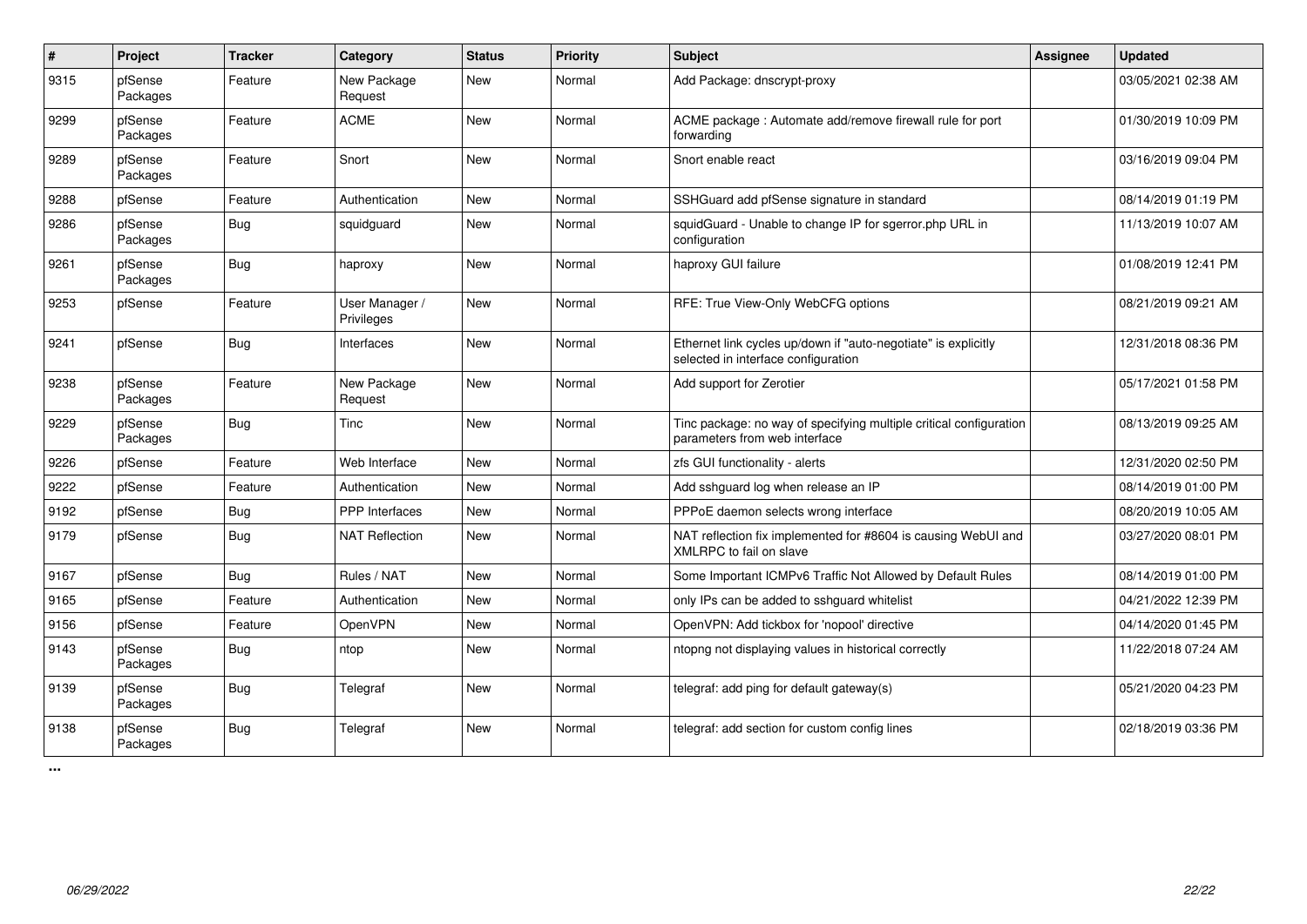| # | Project | Tracker | Category | Status | Priority | Subject | Assignee | Updated |
|---|---|---|---|---|---|---|---|---|
| 9315 | pfSense Packages | Feature | New Package Request | New | Normal | Add Package: dnscrypt-proxy | | 03/05/2021 02:38 AM |
| 9299 | pfSense Packages | Feature | ACME | New | Normal | ACME package : Automate add/remove firewall rule for port forwarding | | 01/30/2019 10:09 PM |
| 9289 | pfSense Packages | Feature | Snort | New | Normal | Snort enable react | | 03/16/2019 09:04 PM |
| 9288 | pfSense | Feature | Authentication | New | Normal | SSHGuard add pfSense signature in standard | | 08/14/2019 01:19 PM |
| 9286 | pfSense Packages | Bug | squidguard | New | Normal | squidGuard - Unable to change IP for sgerror.php URL in configuration | | 11/13/2019 10:07 AM |
| 9261 | pfSense Packages | Bug | haproxy | New | Normal | haproxy GUI failure | | 01/08/2019 12:41 PM |
| 9253 | pfSense | Feature | User Manager / Privileges | New | Normal | RFE: True View-Only WebCFG options | | 08/21/2019 09:21 AM |
| 9241 | pfSense | Bug | Interfaces | New | Normal | Ethernet link cycles up/down if "auto-negotiate" is explicitly selected in interface configuration | | 12/31/2018 08:36 PM |
| 9238 | pfSense Packages | Feature | New Package Request | New | Normal | Add support for Zerotier | | 05/17/2021 01:58 PM |
| 9229 | pfSense Packages | Bug | Tinc | New | Normal | Tinc package: no way of specifying multiple critical configuration parameters from web interface | | 08/13/2019 09:25 AM |
| 9226 | pfSense | Feature | Web Interface | New | Normal | zfs GUI functionality - alerts | | 12/31/2020 02:50 PM |
| 9222 | pfSense | Feature | Authentication | New | Normal | Add sshguard log when release an IP | | 08/14/2019 01:00 PM |
| 9192 | pfSense | Bug | PPP Interfaces | New | Normal | PPPoE daemon selects wrong interface | | 08/20/2019 10:05 AM |
| 9179 | pfSense | Bug | NAT Reflection | New | Normal | NAT reflection fix implemented for #8604 is causing WebUI and XMLRPC to fail on slave | | 03/27/2020 08:01 PM |
| 9167 | pfSense | Bug | Rules / NAT | New | Normal | Some Important ICMPv6 Traffic Not Allowed by Default Rules | | 08/14/2019 01:00 PM |
| 9165 | pfSense | Feature | Authentication | New | Normal | only IPs can be added to sshguard whitelist | | 04/21/2022 12:39 PM |
| 9156 | pfSense | Feature | OpenVPN | New | Normal | OpenVPN: Add tickbox for 'nopool' directive | | 04/14/2020 01:45 PM |
| 9143 | pfSense Packages | Bug | ntop | New | Normal | ntopng not displaying values in historical correctly | | 11/22/2018 07:24 AM |
| 9139 | pfSense Packages | Bug | Telegraf | New | Normal | telegraf: add ping for default gateway(s) | | 05/21/2020 04:23 PM |
| 9138 | pfSense Packages | Bug | Telegraf | New | Normal | telegraf: add section for custom config lines | | 02/18/2019 03:36 PM |

...